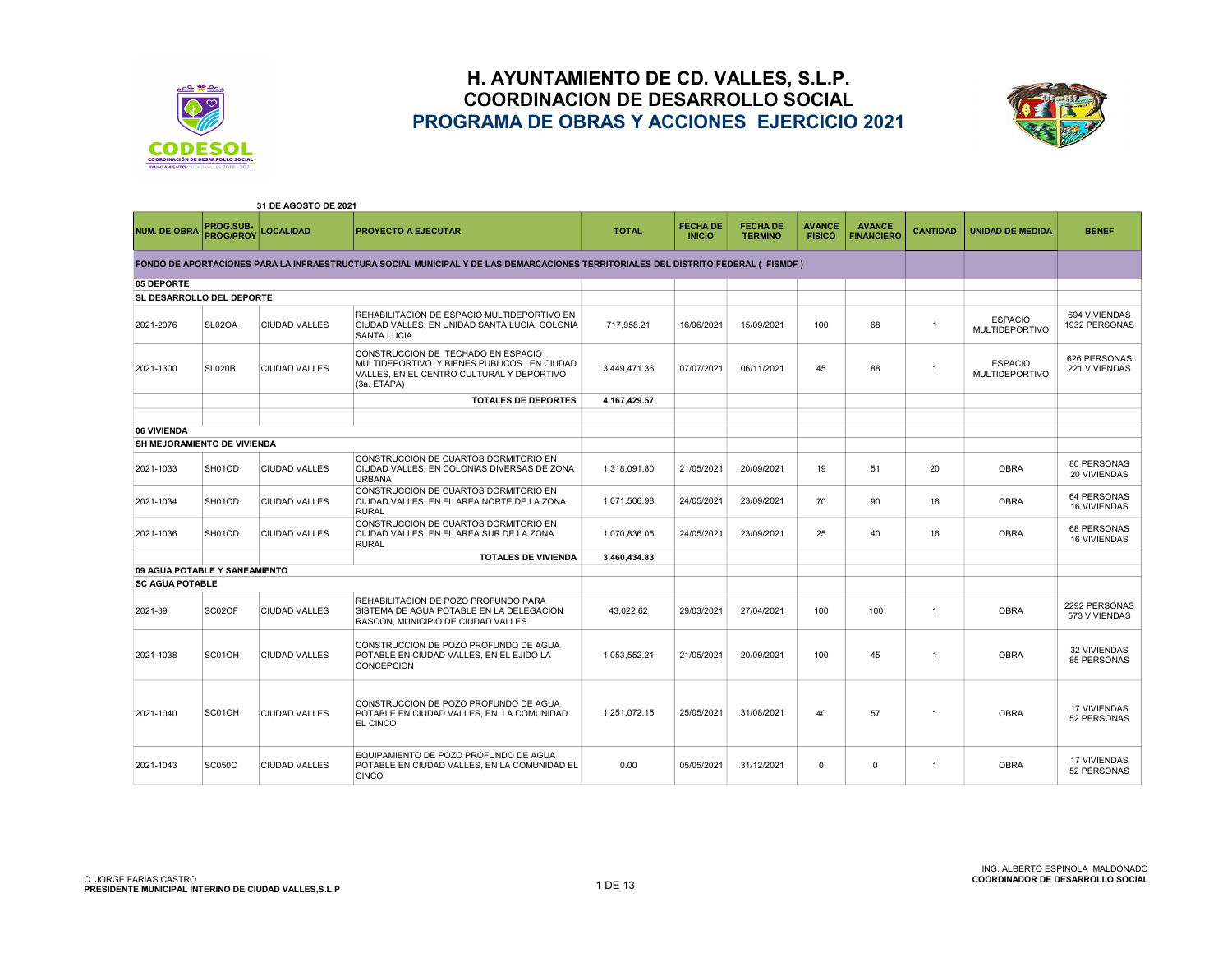# H. AYUNTAMIENTO DE CD. VALLES, S.L.P.
## COORDINACION DE DESARROLLO SOCIAL
## PROGRAMA DE OBRAS Y ACCIONES EJERCICIO 2021

**31 DE AGOSTO DE 2021**

| NUM. DE OBRA | PROG.SUB-PROG/PROY | LOCALIDAD | PROYECTO A EJECUTAR | TOTAL | FECHA DE INICIO | FECHA DE TERMINO | AVANCE FISICO | AVANCE FINANCIERO | CANTIDAD | UNIDAD DE MEDIDA | BENEF |
|---|---|---|---|---|---|---|---|---|---|---|---|
| **FONDO DE APORTACIONES PARA LA INFRAESTRUCTURA SOCIAL MUNICIPAL Y DE LAS DEMARCACIONES TERRITORIALES DEL DISTRITO FEDERAL ( FISMDF )** | | | | | | | | | | | |
| **05 DEPORTE** | | | | | | | | | | | |
| **SL DESARROLLO DEL DEPORTE** | | | | | | | | | | | |
| 2021-2076 | SL02OA | CIUDAD VALLES | REHABILITACION DE ESPACIO MULTIDEPORTIVO EN CIUDAD VALLES, EN UNIDAD SANTA LUCIA, COLONIA SANTA LUCIA | 717,958.21 | 16/06/2021 | 15/09/2021 | 100 | 68 | 1 | ESPACIO MULTIDEPORTIVO | 694 VIVIENDAS 1932 PERSONAS |
| 2021-1300 | SL020B | CIUDAD VALLES | CONSTRUCCION DE TECHADO EN ESPACIO MULTIDEPORTIVO Y BIENES PUBLICOS , EN CIUDAD VALLES, EN EL CENTRO CULTURAL Y DEPORTIVO (3a. ETAPA) | 3,449,471.36 | 07/07/2021 | 06/11/2021 | 45 | 88 | 1 | ESPACIO MULTIDEPORTIVO | 626 PERSONAS 221 VIVIENDAS |
| | | | **TOTALES DE DEPORTES** | **4,167,429.57** | | | | | | | |
| **06 VIVIENDA** | | | | | | | | | | | |
| **SH MEJORAMIENTO DE VIVIENDA** | | | | | | | | | | | |
| 2021-1033 | SH01OD | CIUDAD VALLES | CONSTRUCCION DE CUARTOS DORMITORIO EN CIUDAD VALLES, EN COLONIAS DIVERSAS DE ZONA URBANA | 1,318,091.80 | 21/05/2021 | 20/09/2021 | 19 | 51 | 20 | OBRA | 80 PERSONAS 20 VIVIENDAS |
| 2021-1034 | SH01OD | CIUDAD VALLES | CONSTRUCCION DE CUARTOS DORMITORIO EN CIUDAD VALLES, EN EL AREA NORTE DE LA ZONA RURAL | 1,071,506.98 | 24/05/2021 | 23/09/2021 | 70 | 90 | 16 | OBRA | 64 PERSONAS 16 VIVIENDAS |
| 2021-1036 | SH01OD | CIUDAD VALLES | CONSTRUCCION DE CUARTOS DORMITORIO EN CIUDAD VALLES, EN EL AREA SUR DE LA ZONA RURAL | 1,070,836.05 | 24/05/2021 | 23/09/2021 | 25 | 40 | 16 | OBRA | 68 PERSONAS 16 VIVIENDAS |
| | | | **TOTALES DE VIVIENDA** | **3,460,434.83** | | | | | | | |
| **09 AGUA POTABLE Y SANEAMIENTO** | | | | | | | | | | | |
| **SC AGUA POTABLE** | | | | | | | | | | | |
| 2021-39 | SC02OF | CIUDAD VALLES | REHABILITACION DE POZO PROFUNDO PARA SISTEMA DE AGUA POTABLE EN LA DELEGACION RASCON, MUNICIPIO DE CIUDAD VALLES | 43,022.62 | 29/03/2021 | 27/04/2021 | 100 | 100 | 1 | OBRA | 2292 PERSONAS 573 VIVIENDAS |
| 2021-1038 | SC01OH | CIUDAD VALLES | CONSTRUCCION DE POZO PROFUNDO DE AGUA POTABLE EN CIUDAD VALLES, EN EL EJIDO LA CONCEPCION | 1,053,552.21 | 21/05/2021 | 20/09/2021 | 100 | 45 | 1 | OBRA | 32 VIVIENDAS 85 PERSONAS |
| 2021-1040 | SC01OH | CIUDAD VALLES | CONSTRUCCION DE POZO PROFUNDO DE AGUA POTABLE EN CIUDAD VALLES, EN LA COMUNIDAD EL CINCO | 1,251,072.15 | 25/05/2021 | 31/08/2021 | 40 | 57 | 1 | OBRA | 17 VIVIENDAS 52 PERSONAS |
| 2021-1043 | SC050C | CIUDAD VALLES | EQUIPAMIENTO DE POZO PROFUNDO DE AGUA POTABLE EN CIUDAD VALLES, EN LA COMUNIDAD EL CINCO | 0.00 | 05/05/2021 | 31/12/2021 | 0 | 0 | 1 | OBRA | 17 VIVIENDAS 52 PERSONAS |

C. JORGE FARIAS CASTRO
**PRESIDENTE MUNICIPAL INTERINO DE CIUDAD VALLES,S.L.P**

ING. ALBERTO ESPINOLA MALDONADO
**COORDINADOR DE DESARROLLO SOCIAL**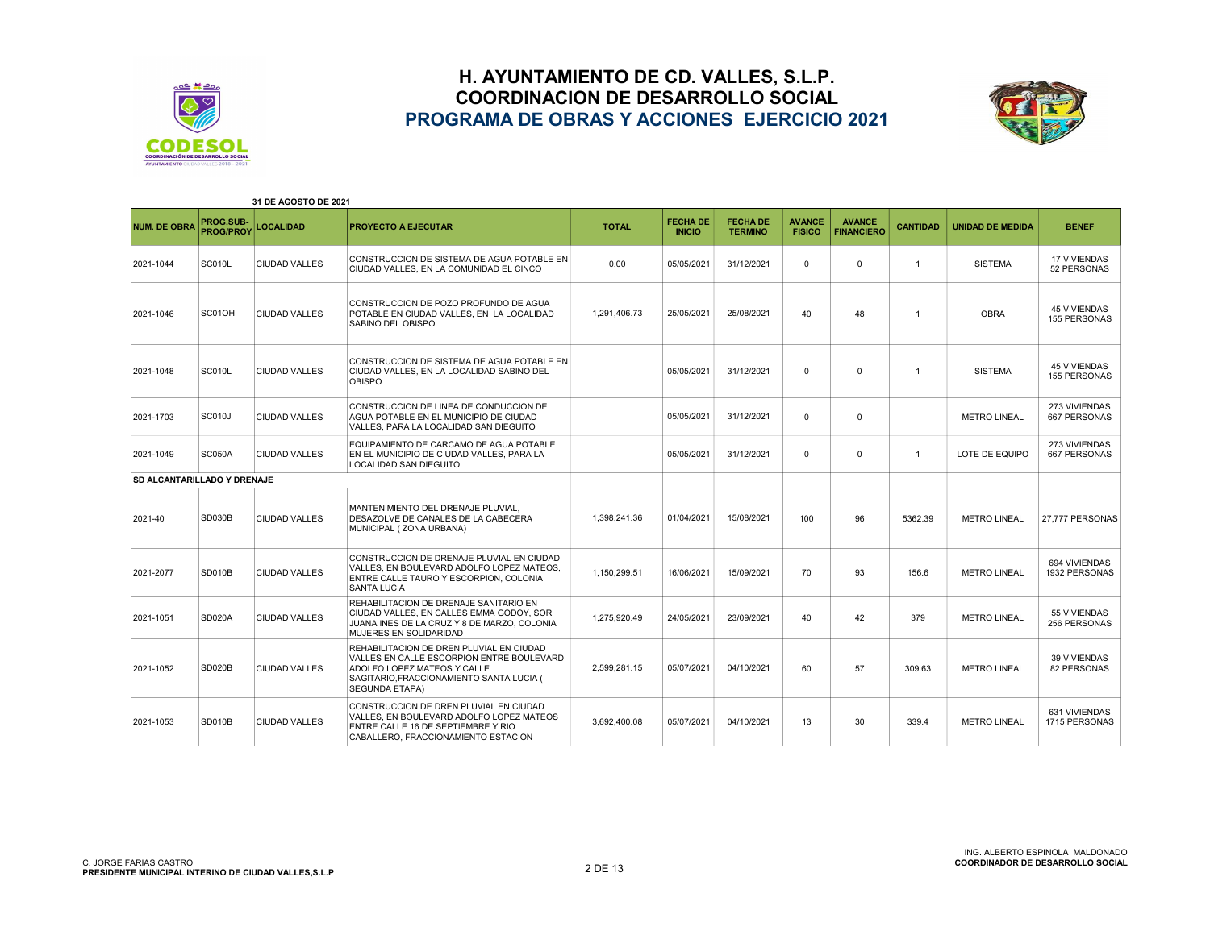# H. AYUNTAMIENTO DE CD. VALLES, S.L.P.
## COORDINACION DE DESARROLLO SOCIAL
## PROGRAMA DE OBRAS Y ACCIONES EJERCICIO 2021

**31 DE AGOSTO DE 2021**

| NUM. DE OBRA | PROG.SUB-PROG/PROY | LOCALIDAD | PROYECTO A EJECUTAR | TOTAL | FECHA DE INICIO | FECHA DE TERMINO | AVANCE FISICO | AVANCE FINANCIERO | CANTIDAD | UNIDAD DE MEDIDA | BENEF |
|---|---|---|---|---|---|---|---|---|---|---|---|
| 2021-1044 | SC010L | CIUDAD VALLES | CONSTRUCCION DE SISTEMA DE AGUA POTABLE EN CIUDAD VALLES, EN LA COMUNIDAD EL CINCO | 0.00 | 05/05/2021 | 31/12/2021 | 0 | 0 | 1 | SISTEMA | 17 VIVIENDAS 52 PERSONAS |
| 2021-1046 | SC01OH | CIUDAD VALLES | CONSTRUCCION DE POZO PROFUNDO DE AGUA POTABLE EN CIUDAD VALLES, EN LA LOCALIDAD SABINO DEL OBISPO | 1,291,406.73 | 25/05/2021 | 25/08/2021 | 40 | 48 | 1 | OBRA | 45 VIVIENDAS 155 PERSONAS |
| 2021-1048 | SC010L | CIUDAD VALLES | CONSTRUCCION DE SISTEMA DE AGUA POTABLE EN CIUDAD VALLES, EN LA LOCALIDAD SABINO DEL OBISPO | | 05/05/2021 | 31/12/2021 | 0 | 0 | 1 | SISTEMA | 45 VIVIENDAS 155 PERSONAS |
| 2021-1703 | SC010J | CIUDAD VALLES | CONSTRUCCION DE LINEA DE CONDUCCION DE AGUA POTABLE EN EL MUNICIPIO DE CIUDAD VALLES, PARA LA LOCALIDAD SAN DIEGUITO | | 05/05/2021 | 31/12/2021 | 0 | 0 | | METRO LINEAL | 273 VIVIENDAS 667 PERSONAS |
| 2021-1049 | SC050A | CIUDAD VALLES | EQUIPAMIENTO DE CARCAMO DE AGUA POTABLE EN EL MUNICIPIO DE CIUDAD VALLES, PARA LA LOCALIDAD SAN DIEGUITO | | 05/05/2021 | 31/12/2021 | 0 | 0 | 1 | LOTE DE EQUIPO | 273 VIVIENDAS 667 PERSONAS |
| **SD ALCANTARILLADO Y DRENAJE** | | | | | | | | | | | |
| 2021-40 | SD030B | CIUDAD VALLES | MANTENIMIENTO DEL DRENAJE PLUVIAL, DESAZOLVE DE CANALES DE LA CABECERA MUNICIPAL ( ZONA URBANA) | 1,398,241.36 | 01/04/2021 | 15/08/2021 | 100 | 96 | 5362.39 | METRO LINEAL | 27,777 PERSONAS |
| 2021-2077 | SD010B | CIUDAD VALLES | CONSTRUCCION DE DRENAJE PLUVIAL EN CIUDAD VALLES, EN BOULEVARD ADOLFO LOPEZ MATEOS, ENTRE CALLE TAURO Y ESCORPION, COLONIA SANTA LUCIA | 1,150,299.51 | 16/06/2021 | 15/09/2021 | 70 | 93 | 156.6 | METRO LINEAL | 694 VIVIENDAS 1932 PERSONAS |
| 2021-1051 | SD020A | CIUDAD VALLES | REHABILITACION DE DRENAJE SANITARIO EN CIUDAD VALLES, EN CALLES EMMA GODOY, SOR JUANA INES DE LA CRUZ Y 8 DE MARZO, COLONIA MUJERES EN SOLIDARIDAD | 1,275,920.49 | 24/05/2021 | 23/09/2021 | 40 | 42 | 379 | METRO LINEAL | 55 VIVIENDAS 256 PERSONAS |
| 2021-1052 | SD020B | CIUDAD VALLES | REHABILITACION DE DREN PLUVIAL EN CIUDAD VALLES EN CALLE ESCORPION ENTRE BOULEVARD ADOLFO LOPEZ MATEOS Y CALLE SAGITARIO,FRACCIONAMIENTO SANTA LUCIA ( SEGUNDA ETAPA) | 2,599,281.15 | 05/07/2021 | 04/10/2021 | 60 | 57 | 309.63 | METRO LINEAL | 39 VIVIENDAS 82 PERSONAS |
| 2021-1053 | SD010B | CIUDAD VALLES | CONSTRUCCION DE DREN PLUVIAL EN CIUDAD VALLES, EN BOULEVARD ADOLFO LOPEZ MATEOS ENTRE CALLE 16 DE SEPTIEMBRE Y RIO CABALLERO, FRACCIONAMIENTO ESTACION | 3,692,400.08 | 05/07/2021 | 04/10/2021 | 13 | 30 | 339.4 | METRO LINEAL | 631 VIVIENDAS 1715 PERSONAS |

C. JORGE FARIAS CASTRO
**PRESIDENTE MUNICIPAL INTERINO DE CIUDAD VALLES,S.L.P**

ING. ALBERTO ESPINOLA MALDONADO
**COORDINADOR DE DESARROLLO SOCIAL**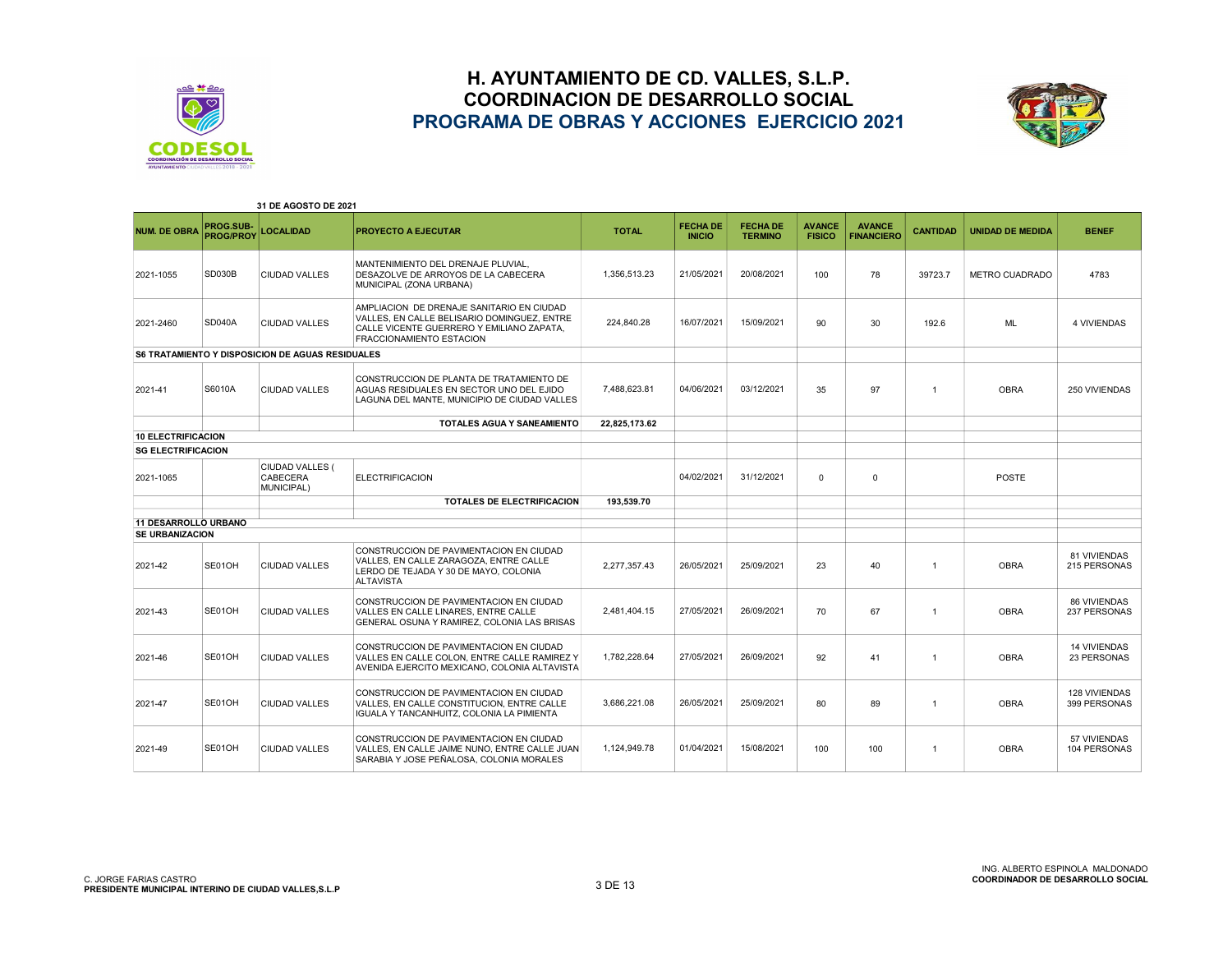# H. AYUNTAMIENTO DE CD. VALLES, S.L.P.
## COORDINACION DE DESARROLLO SOCIAL
## PROGRAMA DE OBRAS Y ACCIONES EJERCICIO 2021

**31 DE AGOSTO DE 2021**

| NUM. DE OBRA | PROG.SUB-PROG/PROY | LOCALIDAD | PROYECTO A EJECUTAR | TOTAL | FECHA DE INICIO | FECHA DE TERMINO | AVANCE FISICO | AVANCE FINANCIERO | CANTIDAD | UNIDAD DE MEDIDA | BENEF |
|---|---|---|---|---|---|---|---|---|---|---|---|
| 2021-1055 | SD030B | CIUDAD VALLES | MANTENIMIENTO DEL DRENAJE PLUVIAL, DESAZOLVE DE ARROYOS DE LA CABECERA MUNICIPAL (ZONA URBANA) | 1,356,513.23 | 21/05/2021 | 20/08/2021 | 100 | 78 | 39723.7 | METRO CUADRADO | 4783 |
| 2021-2460 | SD040A | CIUDAD VALLES | AMPLIACION DE DRENAJE SANITARIO EN CIUDAD VALLES, EN CALLE BELISARIO DOMINGUEZ, ENTRE CALLE VICENTE GUERRERO Y EMILIANO ZAPATA, FRACCIONAMIENTO ESTACION | 224,840.28 | 16/07/2021 | 15/09/2021 | 90 | 30 | 192.6 | ML | 4 VIVIENDAS |
| **S6 TRATAMIENTO Y DISPOSICION DE AGUAS RESIDUALES** | | | | | | | | | | | |
| 2021-41 | S6010A | CIUDAD VALLES | CONSTRUCCION DE PLANTA DE TRATAMIENTO DE AGUAS RESIDUALES EN SECTOR UNO DEL EJIDO LAGUNA DEL MANTE, MUNICIPIO DE CIUDAD VALLES | 7,488,623.81 | 04/06/2021 | 03/12/2021 | 35 | 97 | 1 | OBRA | 250 VIVIENDAS |
| | | | **TOTALES AGUA Y SANEAMIENTO** | **22,825,173.62** | | | | | | | |
| **10 ELECTRIFICACION** | | | | | | | | | | | |
| **SG ELECTRIFICACION** | | | | | | | | | | | |
| 2021-1065 | | CIUDAD VALLES ( CABECERA MUNICIPAL) | ELECTRIFICACION | | 04/02/2021 | 31/12/2021 | 0 | 0 | | POSTE | |
| | | | **TOTALES DE ELECTRIFICACION** | **193,539.70** | | | | | | | |
| **11 DESARROLLO URBANO** | | | | | | | | | | | |
| **SE URBANIZACION** | | | | | | | | | | | |
| 2021-42 | SE01OH | CIUDAD VALLES | CONSTRUCCION DE PAVIMENTACION EN CIUDAD VALLES, EN CALLE ZARAGOZA, ENTRE CALLE LERDO DE TEJADA Y 30 DE MAYO, COLONIA ALTAVISTA | 2,277,357.43 | 26/05/2021 | 25/09/2021 | 23 | 40 | 1 | OBRA | 81 VIVIENDAS 215 PERSONAS |
| 2021-43 | SE01OH | CIUDAD VALLES | CONSTRUCCION DE PAVIMENTACION EN CIUDAD VALLES EN CALLE LINARES, ENTRE CALLE GENERAL OSUNA Y RAMIREZ, COLONIA LAS BRISAS | 2,481,404.15 | 27/05/2021 | 26/09/2021 | 70 | 67 | 1 | OBRA | 86 VIVIENDAS 237 PERSONAS |
| 2021-46 | SE01OH | CIUDAD VALLES | CONSTRUCCION DE PAVIMENTACION EN CIUDAD VALLES EN CALLE COLON, ENTRE CALLE RAMIREZ Y AVENIDA EJERCITO MEXICANO, COLONIA ALTAVISTA | 1,782,228.64 | 27/05/2021 | 26/09/2021 | 92 | 41 | 1 | OBRA | 14 VIVIENDAS 23 PERSONAS |
| 2021-47 | SE01OH | CIUDAD VALLES | CONSTRUCCION DE PAVIMENTACION EN CIUDAD VALLES, EN CALLE CONSTITUCION, ENTRE CALLE IGUALA Y TANCANHUITZ, COLONIA LA PIMIENTA | 3,686,221.08 | 26/05/2021 | 25/09/2021 | 80 | 89 | 1 | OBRA | 128 VIVIENDAS 399 PERSONAS |
| 2021-49 | SE01OH | CIUDAD VALLES | CONSTRUCCION DE PAVIMENTACION EN CIUDAD VALLES, EN CALLE JAIME NUNO, ENTRE CALLE JUAN SARABIA Y JOSE PEÑALOSA, COLONIA MORALES | 1,124,949.78 | 01/04/2021 | 15/08/2021 | 100 | 100 | 1 | OBRA | 57 VIVIENDAS 104 PERSONAS |

C. JORGE FARIAS CASTRO
**PRESIDENTE MUNICIPAL INTERINO DE CIUDAD VALLES,S.L.P**

ING. ALBERTO ESPINOLA MALDONADO
**COORDINADOR DE DESARROLLO SOCIAL**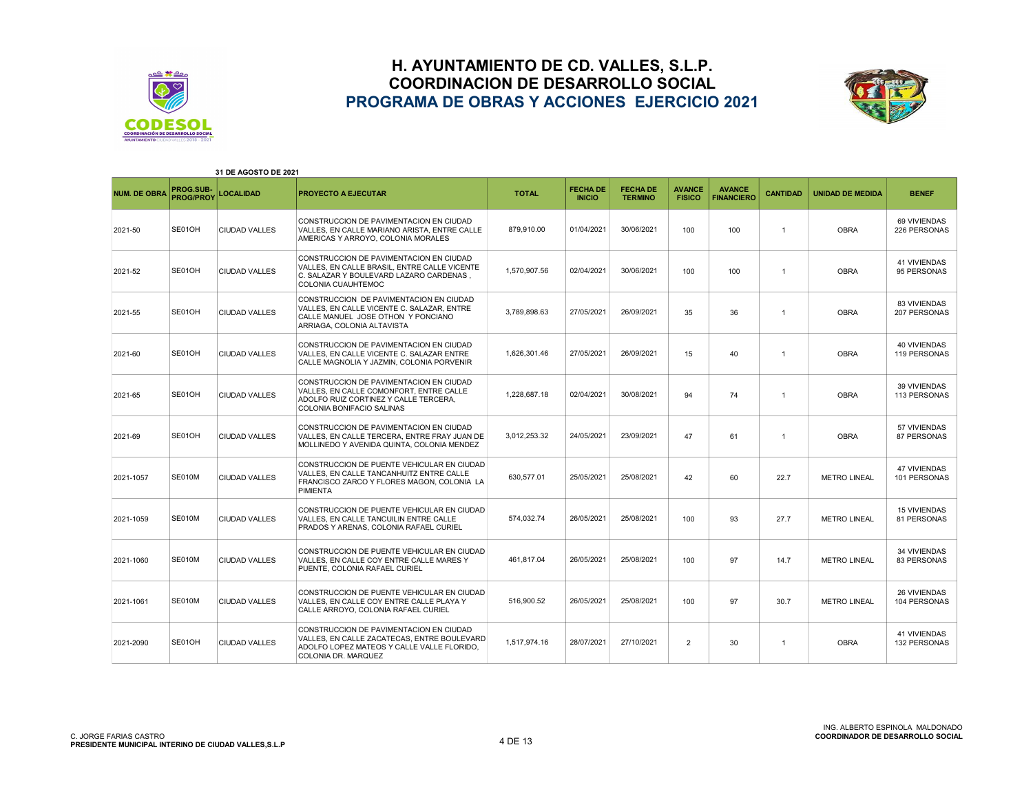# H. AYUNTAMIENTO DE CD. VALLES, S.L.P.
## COORDINACION DE DESARROLLO SOCIAL
## PROGRAMA DE OBRAS Y ACCIONES EJERCICIO 2021

**31 DE AGOSTO DE 2021**

| NUM. DE OBRA | PROG.SUB-PROG/PROY | LOCALIDAD | PROYECTO A EJECUTAR | TOTAL | FECHA DE INICIO | FECHA DE TERMINO | AVANCE FISICO | AVANCE FINANCIERO | CANTIDAD | UNIDAD DE MEDIDA | BENEF |
|---|---|---|---|---|---|---|---|---|---|---|---|
| 2021-50 | SE01OH | CIUDAD VALLES | CONSTRUCCION DE PAVIMENTACION EN CIUDAD VALLES, EN CALLE MARIANO ARISTA, ENTRE CALLE AMERICAS Y ARROYO, COLONIA MORALES | 879,910.00 | 01/04/2021 | 30/06/2021 | 100 | 100 | 1 | OBRA | 69 VIVIENDAS 226 PERSONAS |
| 2021-52 | SE01OH | CIUDAD VALLES | CONSTRUCCION DE PAVIMENTACION EN CIUDAD VALLES, EN CALLE BRASIL, ENTRE CALLE VICENTE C. SALAZAR Y BOULEVARD LAZARO CARDENAS , COLONIA CUAUHTEMOC | 1,570,907.56 | 02/04/2021 | 30/06/2021 | 100 | 100 | 1 | OBRA | 41 VIVIENDAS 95 PERSONAS |
| 2021-55 | SE01OH | CIUDAD VALLES | CONSTRUCCION DE PAVIMENTACION EN CIUDAD VALLES, EN CALLE VICENTE C. SALAZAR, ENTRE CALLE MANUEL JOSE OTHON Y PONCIANO ARRIAGA, COLONIA ALTAVISTA | 3,789,898.63 | 27/05/2021 | 26/09/2021 | 35 | 36 | 1 | OBRA | 83 VIVIENDAS 207 PERSONAS |
| 2021-60 | SE01OH | CIUDAD VALLES | CONSTRUCCION DE PAVIMENTACION EN CIUDAD VALLES, EN CALLE VICENTE C. SALAZAR ENTRE CALLE MAGNOLIA Y JAZMIN, COLONIA PORVENIR | 1,626,301.46 | 27/05/2021 | 26/09/2021 | 15 | 40 | 1 | OBRA | 40 VIVIENDAS 119 PERSONAS |
| 2021-65 | SE01OH | CIUDAD VALLES | CONSTRUCCION DE PAVIMENTACION EN CIUDAD VALLES, EN CALLE COMONFORT, ENTRE CALLE ADOLFO RUIZ CORTINEZ Y CALLE TERCERA, COLONIA BONIFACIO SALINAS | 1,228,687.18 | 02/04/2021 | 30/08/2021 | 94 | 74 | 1 | OBRA | 39 VIVIENDAS 113 PERSONAS |
| 2021-69 | SE01OH | CIUDAD VALLES | CONSTRUCCION DE PAVIMENTACION EN CIUDAD VALLES, EN CALLE TERCERA, ENTRE FRAY JUAN DE MOLLINEDO Y AVENIDA QUINTA, COLONIA MENDEZ | 3,012,253.32 | 24/05/2021 | 23/09/2021 | 47 | 61 | 1 | OBRA | 57 VIVIENDAS 87 PERSONAS |
| 2021-1057 | SE010M | CIUDAD VALLES | CONSTRUCCION DE PUENTE VEHICULAR EN CIUDAD VALLES, EN CALLE TANCANHUITZ ENTRE CALLE FRANCISCO ZARCO Y FLORES MAGON, COLONIA LA PIMIENTA | 630,577.01 | 25/05/2021 | 25/08/2021 | 42 | 60 | 22.7 | METRO LINEAL | 47 VIVIENDAS 101 PERSONAS |
| 2021-1059 | SE010M | CIUDAD VALLES | CONSTRUCCION DE PUENTE VEHICULAR EN CIUDAD VALLES, EN CALLE TANCUILIN ENTRE CALLE PRADOS Y ARENAS, COLONIA RAFAEL CURIEL | 574,032.74 | 26/05/2021 | 25/08/2021 | 100 | 93 | 27.7 | METRO LINEAL | 15 VIVIENDAS 81 PERSONAS |
| 2021-1060 | SE010M | CIUDAD VALLES | CONSTRUCCION DE PUENTE VEHICULAR EN CIUDAD VALLES, EN CALLE COY ENTRE CALLE MARES Y PUENTE, COLONIA RAFAEL CURIEL | 461,817.04 | 26/05/2021 | 25/08/2021 | 100 | 97 | 14.7 | METRO LINEAL | 34 VIVIENDAS 83 PERSONAS |
| 2021-1061 | SE010M | CIUDAD VALLES | CONSTRUCCION DE PUENTE VEHICULAR EN CIUDAD VALLES, EN CALLE COY ENTRE CALLE PLAYA Y CALLE ARROYO, COLONIA RAFAEL CURIEL | 516,900.52 | 26/05/2021 | 25/08/2021 | 100 | 97 | 30.7 | METRO LINEAL | 26 VIVIENDAS 104 PERSONAS |
| 2021-2090 | SE01OH | CIUDAD VALLES | CONSTRUCCION DE PAVIMENTACION EN CIUDAD VALLES, EN CALLE ZACATECAS, ENTRE BOULEVARD ADOLFO LOPEZ MATEOS Y CALLE VALLE FLORIDO, COLONIA DR. MARQUEZ | 1,517,974.16 | 28/07/2021 | 27/10/2021 | 2 | 30 | 1 | OBRA | 41 VIVIENDAS 132 PERSONAS |

C. JORGE FARIAS CASTRO
**PRESIDENTE MUNICIPAL INTERINO DE CIUDAD VALLES,S.L.P**

ING. ALBERTO ESPINOLA MALDONADO
**COORDINADOR DE DESARROLLO SOCIAL**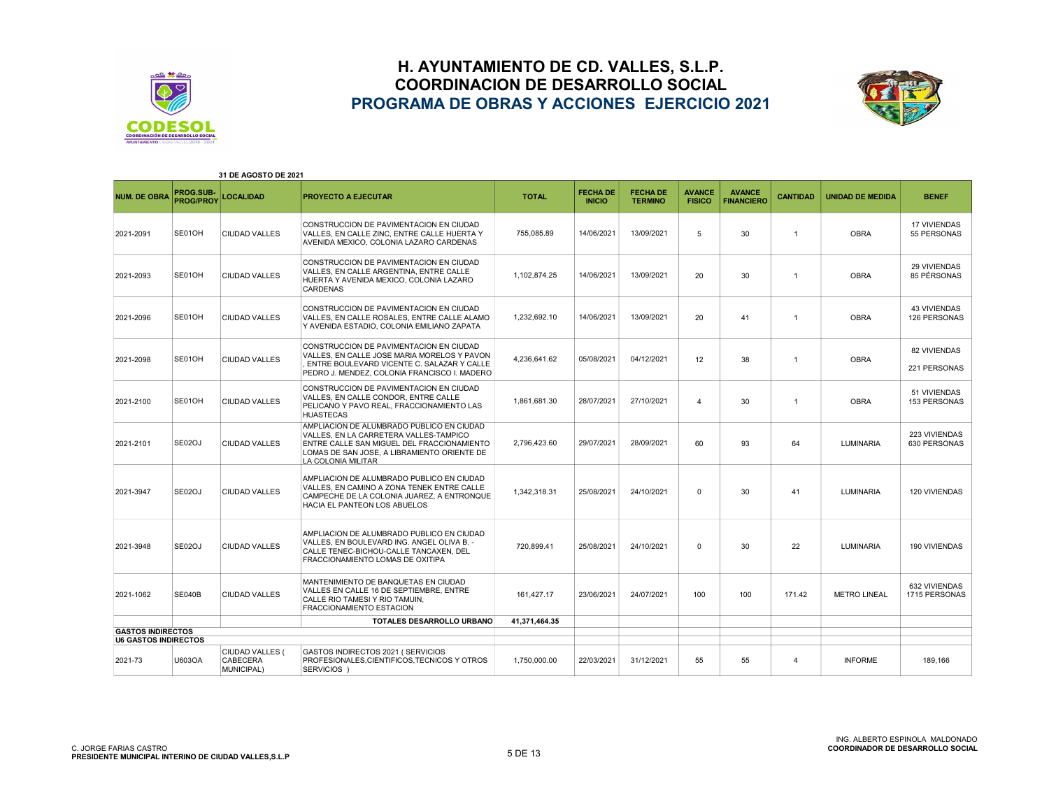# H. AYUNTAMIENTO DE CD. VALLES, S.L.P.
## COORDINACION DE DESARROLLO SOCIAL
## PROGRAMA DE OBRAS Y ACCIONES EJERCICIO 2021

**31 DE AGOSTO DE 2021**

| NUM. DE OBRA | PROG.SUB-PROG/PROY | LOCALIDAD | PROYECTO A EJECUTAR | TOTAL | FECHA DE INICIO | FECHA DE TERMINO | AVANCE FISICO | AVANCE FINANCIERO | CANTIDAD | UNIDAD DE MEDIDA | BENEF |
|---|---|---|---|---|---|---|---|---|---|---|---|
| 2021-2091 | SE01OH | CIUDAD VALLES | CONSTRUCCION DE PAVIMENTACION EN CIUDAD VALLES, EN CALLE ZINC, ENTRE CALLE HUERTA Y AVENIDA MEXICO, COLONIA LAZARO CARDENAS | 755,085.89 | 14/06/2021 | 13/09/2021 | 5 | 30 | 1 | OBRA | 17 VIVIENDAS 55 PERSONAS |
| 2021-2093 | SE01OH | CIUDAD VALLES | CONSTRUCCION DE PAVIMENTACION EN CIUDAD VALLES, EN CALLE ARGENTINA, ENTRE CALLE HUERTA Y AVENIDA MEXICO, COLONIA LAZARO CARDENAS | 1,102,874.25 | 14/06/2021 | 13/09/2021 | 20 | 30 | 1 | OBRA | 29 VIVIENDAS 85 PÈRSONAS |
| 2021-2096 | SE01OH | CIUDAD VALLES | CONSTRUCCION DE PAVIMENTACION EN CIUDAD VALLES, EN CALLE ROSALES, ENTRE CALLE ALAMO Y AVENIDA ESTADIO, COLONIA EMILIANO ZAPATA | 1,232,692.10 | 14/06/2021 | 13/09/2021 | 20 | 41 | 1 | OBRA | 43 VIVIENDAS 126 PERSONAS |
| 2021-2098 | SE01OH | CIUDAD VALLES | CONSTRUCCION DE PAVIMENTACION EN CIUDAD VALLES, EN CALLE JOSE MARIA MORELOS Y PAVON , ENTRE BOULEVARD VICENTE C. SALAZAR Y CALLE PEDRO J. MENDEZ, COLONIA FRANCISCO I. MADERO | 4,236,641.62 | 05/08/2021 | 04/12/2021 | 12 | 38 | 1 | OBRA | 82 VIVIENDAS 221 PERSONAS |
| 2021-2100 | SE01OH | CIUDAD VALLES | CONSTRUCCION DE PAVIMENTACION EN CIUDAD VALLES, EN CALLE CONDOR, ENTRE CALLE PELICANO Y PAVO REAL, FRACCIONAMIENTO LAS HUASTECAS | 1,861,681.30 | 28/07/2021 | 27/10/2021 | 4 | 30 | 1 | OBRA | 51 VIVIENDAS 153 PERSONAS |
| 2021-2101 | SE02OJ | CIUDAD VALLES | AMPLIACION DE ALUMBRADO PUBLICO EN CIUDAD VALLES, EN LA CARRETERA VALLES-TAMPICO ENTRE CALLE SAN MIGUEL DEL FRACCIONAMIENTO LOMAS DE SAN JOSE, A LIBRAMIENTO ORIENTE DE LA COLONIA MILITAR | 2,796,423.60 | 29/07/2021 | 28/09/2021 | 60 | 93 | 64 | LUMINARIA | 223 VIVIENDAS 630 PERSONAS |
| 2021-3947 | SE02OJ | CIUDAD VALLES | AMPLIACION DE ALUMBRADO PUBLICO EN CIUDAD VALLES, EN CAMINO A ZONA TENEK ENTRE CALLE CAMPECHE DE LA COLONIA JUAREZ, A ENTRONQUE HACIA EL PANTEON LOS ABUELOS | 1,342,318.31 | 25/08/2021 | 24/10/2021 | 0 | 30 | 41 | LUMINARIA | 120 VIVIENDAS |
| 2021-3948 | SE02OJ | CIUDAD VALLES | AMPLIACION DE ALUMBRADO PUBLICO EN CIUDAD VALLES, EN BOULEVARD ING. ANGEL OLIVA B. - CALLE TENEC-BICHOU-CALLE TANCAXEN, DEL FRACCIONAMIENTO LOMAS DE OXITIPA | 720,899.41 | 25/08/2021 | 24/10/2021 | 0 | 30 | 22 | LUMINARIA | 190 VIVIENDAS |
| 2021-1062 | SE040B | CIUDAD VALLES | MANTENIMIENTO DE BANQUETAS EN CIUDAD VALLES EN CALLE 16 DE SEPTIEMBRE, ENTRE CALLE RIO TAMESI Y RIO TAMUIN, FRACCIONAMIENTO ESTACION | 161,427.17 | 23/06/2021 | 24/07/2021 | 100 | 100 | 171.42 | METRO LINEAL | 632 VIVIENDAS 1715 PERSONAS |
| | | | **TOTALES DESARROLLO URBANO** | **41,371,464.35** | | | | | | | |
| **GASTOS INDIRECTOS** | | | | | | | | | | | |
| **U6 GASTOS INDIRECTOS** | | | | | | | | | | | |
| 2021-73 | U603OA | CIUDAD VALLES ( CABECERA MUNICIPAL) | GASTOS INDIRECTOS 2021 ( SERVICIOS PROFESIONALES,CIENTIFICOS,TECNICOS Y OTROS SERVICIOS ) | 1,750,000.00 | 22/03/2021 | 31/12/2021 | 55 | 55 | 4 | INFORME | 189,166 |

C. JORGE FARIAS CASTRO
**PRESIDENTE MUNICIPAL INTERINO DE CIUDAD VALLES,S.L.P**

ING. ALBERTO ESPINOLA MALDONADO
**COORDINADOR DE DESARROLLO SOCIAL**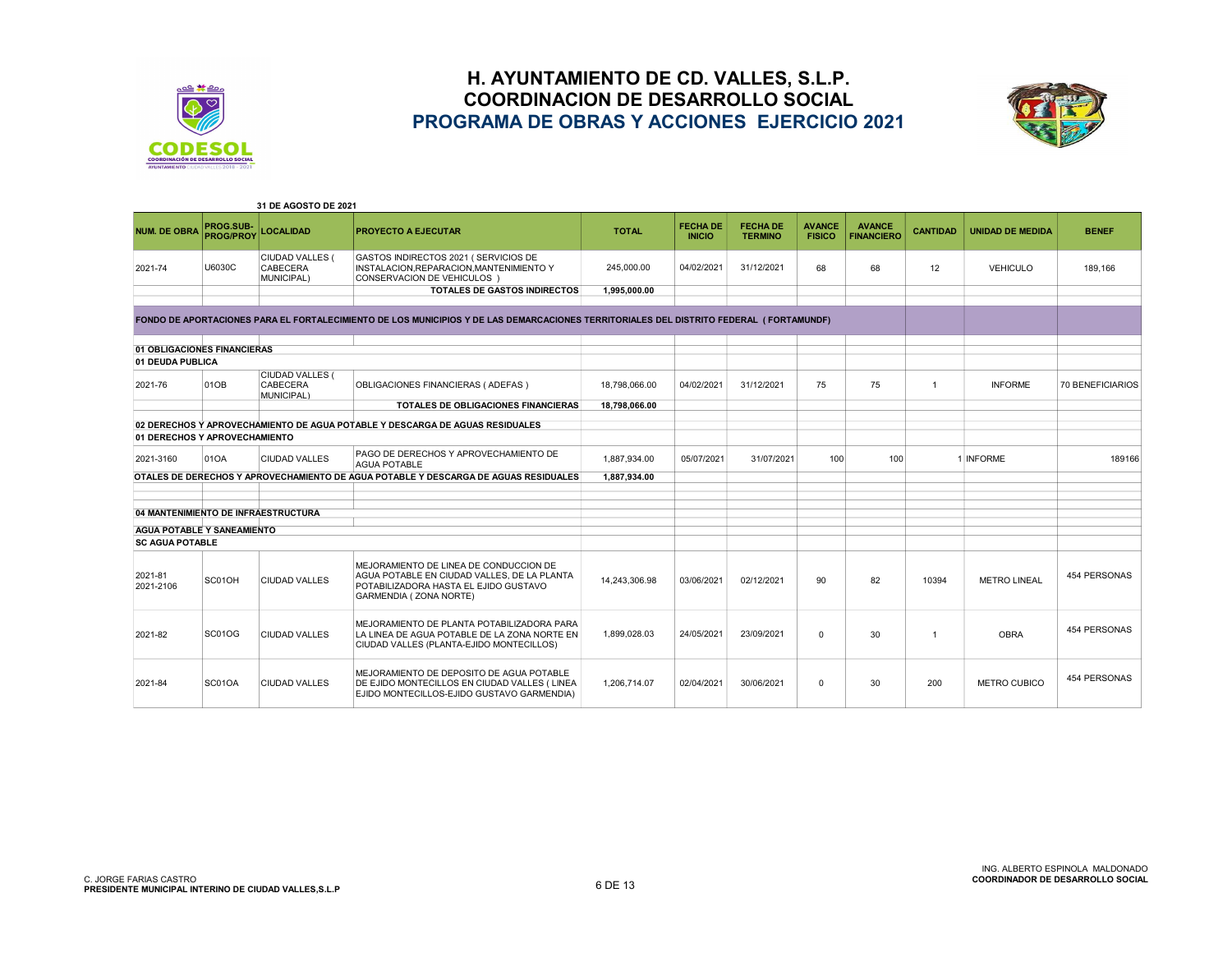# H. AYUNTAMIENTO DE CD. VALLES, S.L.P.
## COORDINACION DE DESARROLLO SOCIAL
## PROGRAMA DE OBRAS Y ACCIONES EJERCICIO 2021

**31 DE AGOSTO DE 2021**

| NUM. DE OBRA | PROG.SUB-PROG/PROY | LOCALIDAD | PROYECTO A EJECUTAR | TOTAL | FECHA DE INICIO | FECHA DE TERMINO | AVANCE FISICO | AVANCE FINANCIERO | CANTIDAD | UNIDAD DE MEDIDA | BENEF |
|---|---|---|---|---|---|---|---|---|---|---|---|
| 2021-74 | U6030C | CIUDAD VALLES ( CABECERA MUNICIPAL) | GASTOS INDIRECTOS 2021 ( SERVICIOS DE INSTALACION,REPARACION,MANTENIMIENTO Y CONSERVACION DE VEHICULOS ) | 245,000.00 | 04/02/2021 | 31/12/2021 | 68 | 68 | 12 | VEHICULO | 189,166 |
| | | | **TOTALES DE GASTOS INDIRECTOS** | **1,995,000.00** | | | | | | | |
| **FONDO DE APORTACIONES PARA EL FORTALECIMIENTO DE LOS MUNICIPIOS Y DE LAS DEMARCACIONES TERRITORIALES DEL DISTRITO FEDERAL ( FORTAMUNDF)** | | | | | | | | | | | |
| **01 OBLIGACIONES FINANCIERAS** | | | | | | | | | | | |
| **01 DEUDA PUBLICA** | | | | | | | | | | | |
| 2021-76 | 01OB | CIUDAD VALLES ( CABECERA MUNICIPAL) | OBLIGACIONES FINANCIERAS ( ADEFAS ) | 18,798,066.00 | 04/02/2021 | 31/12/2021 | 75 | 75 | 1 | INFORME | 70 BENEFICIARIOS |
| | | | **TOTALES DE OBLIGACIONES FINANCIERAS** | **18,798,066.00** | | | | | | | |
| **02 DERECHOS Y APROVECHAMIENTO DE AGUA POTABLE Y DESCARGA DE AGUAS RESIDUALES** | | | | | | | | | | | |
| **01 DERECHOS Y APROVECHAMIENTO** | | | | | | | | | | | |
| 2021-3160 | 01OA | CIUDAD VALLES | PAGO DE DERECHOS Y APROVECHAMIENTO DE AGUA POTABLE | 1,887,934.00 | 05/07/2021 | 31/07/2021 | 100 | 100 | 1 | INFORME | 189166 |
| **OTALES DE DERECHOS Y APROVECHAMIENTO DE AGUA POTABLE Y DESCARGA DE AGUAS RESIDUALES** | | | | **1,887,934.00** | | | | | | | |
| **04 MANTENIMIENTO DE INFRAESTRUCTURA** | | | | | | | | | | | |
| **AGUA POTABLE Y SANEAMIENTO** | | | | | | | | | | | |
| **SC AGUA POTABLE** | | | | | | | | | | | |
| 2021-81 2021-2106 | SC01OH | CIUDAD VALLES | MEJORAMIENTO DE LINEA DE CONDUCCION DE AGUA POTABLE EN CIUDAD VALLES, DE LA PLANTA POTABILIZADORA HASTA EL EJIDO GUSTAVO GARMENDIA ( ZONA NORTE) | 14,243,306.98 | 03/06/2021 | 02/12/2021 | 90 | 82 | 10394 | METRO LINEAL | 454 PERSONAS |
| 2021-82 | SC01OG | CIUDAD VALLES | MEJORAMIENTO DE PLANTA POTABILIZADORA PARA LA LINEA DE AGUA POTABLE DE LA ZONA NORTE EN CIUDAD VALLES (PLANTA-EJIDO MONTECILLOS) | 1,899,028.03 | 24/05/2021 | 23/09/2021 | 0 | 30 | 1 | OBRA | 454 PERSONAS |
| 2021-84 | SC01OA | CIUDAD VALLES | MEJORAMIENTO DE DEPOSITO DE AGUA POTABLE DE EJIDO MONTECILLOS EN CIUDAD VALLES ( LINEA EJIDO MONTECILLOS-EJIDO GUSTAVO GARMENDIA) | 1,206,714.07 | 02/04/2021 | 30/06/2021 | 0 | 30 | 200 | METRO CUBICO | 454 PERSONAS |

C. JORGE FARIAS CASTRO
**PRESIDENTE MUNICIPAL INTERINO DE CIUDAD VALLES,S.L.P**

ING. ALBERTO ESPINOLA MALDONADO
**COORDINADOR DE DESARROLLO SOCIAL**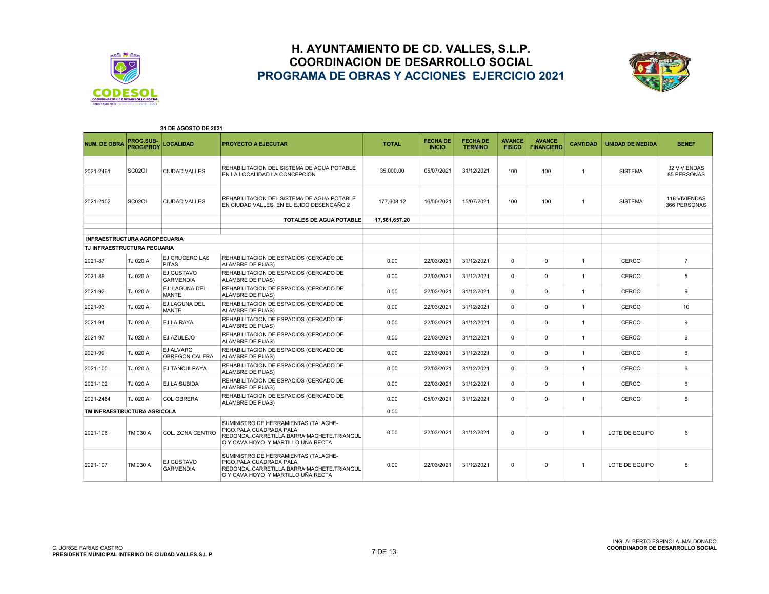# H. AYUNTAMIENTO DE CD. VALLES, S.L.P.
## COORDINACION DE DESARROLLO SOCIAL
## PROGRAMA DE OBRAS Y ACCIONES EJERCICIO 2021

**31 DE AGOSTO DE 2021**

| NUM. DE OBRA | PROG.SUB-PROG/PROY | LOCALIDAD | PROYECTO A EJECUTAR | TOTAL | FECHA DE INICIO | FECHA DE TERMINO | AVANCE FISICO | AVANCE FINANCIERO | CANTIDAD | UNIDAD DE MEDIDA | BENEF |
|---|---|---|---|---|---|---|---|---|---|---|---|
| 2021-2461 | SC02OI | CIUDAD VALLES | REHABILITACION DEL SISTEMA DE AGUA POTABLE EN LA LOCALIDAD LA CONCEPCION | 35,000.00 | 05/07/2021 | 31/12/2021 | 100 | 100 | 1 | SISTEMA | 32 VIVIENDAS 85 PERSONAS |
| 2021-2102 | SC02OI | CIUDAD VALLES | REHABILITACION DEL SISTEMA DE AGUA POTABLE EN CIUDAD VALLES, EN EL EJIDO DESENGAÑO 2 | 177,608.12 | 16/06/2021 | 15/07/2021 | 100 | 100 | 1 | SISTEMA | 118 VIVIENDAS 366 PERSONAS |
| | | | **TOTALES DE AGUA POTABLE** | **17,561,657.20** | | | | | | | |
| **INFRAESTRUCTURA AGROPECUARIA** | | | | | | | | | | | |
| **TJ INFRAESTRUCTURA PECUARIA** | | | | | | | | | | | |
| 2021-87 | TJ 020 A | EJ.CRUCERO LAS PITAS | REHABILITACION DE ESPACIOS (CERCADO DE ALAMBRE DE PUAS) | 0.00 | 22/03/2021 | 31/12/2021 | 0 | 0 | 1 | CERCO | 7 |
| 2021-89 | TJ 020 A | EJ.GUSTAVO GARMENDIA | REHABILITACION DE ESPACIOS (CERCADO DE ALAMBRE DE PUAS) | 0.00 | 22/03/2021 | 31/12/2021 | 0 | 0 | 1 | CERCO | 5 |
| 2021-92 | TJ 020 A | EJ. LAGUNA DEL MANTE | REHABILITACION DE ESPACIOS (CERCADO DE ALAMBRE DE PUAS) | 0.00 | 22/03/2021 | 31/12/2021 | 0 | 0 | 1 | CERCO | 9 |
| 2021-93 | TJ 020 A | EJ.LAGUNA DEL MANTE | REHABILITACION DE ESPACIOS (CERCADO DE ALAMBRE DE PUAS) | 0.00 | 22/03/2021 | 31/12/2021 | 0 | 0 | 1 | CERCO | 10 |
| 2021-94 | TJ 020 A | EJ.LA RAYA | REHABILITACION DE ESPACIOS (CERCADO DE ALAMBRE DE PUAS) | 0.00 | 22/03/2021 | 31/12/2021 | 0 | 0 | 1 | CERCO | 9 |
| 2021-97 | TJ 020 A | EJ.AZULEJO | REHABILITACION DE ESPACIOS (CERCADO DE ALAMBRE DE PUAS) | 0.00 | 22/03/2021 | 31/12/2021 | 0 | 0 | 1 | CERCO | 6 |
| 2021-99 | TJ 020 A | EJ.ALVARO OBREGON CALERA | REHABILITACION DE ESPACIOS (CERCADO DE ALAMBRE DE PUAS) | 0.00 | 22/03/2021 | 31/12/2021 | 0 | 0 | 1 | CERCO | 6 |
| 2021-100 | TJ 020 A | EJ.TANCULPAYA | REHABILITACION DE ESPACIOS (CERCADO DE ALAMBRE DE PUAS) | 0.00 | 22/03/2021 | 31/12/2021 | 0 | 0 | 1 | CERCO | 6 |
| 2021-102 | TJ 020 A | EJ.LA SUBIDA | REHABILITACION DE ESPACIOS (CERCADO DE ALAMBRE DE PUAS) | 0.00 | 22/03/2021 | 31/12/2021 | 0 | 0 | 1 | CERCO | 6 |
| 2021-2464 | TJ 020 A | COL OBRERA | REHABILITACION DE ESPACIOS (CERCADO DE ALAMBRE DE PUAS) | 0.00 | 05/07/2021 | 31/12/2021 | 0 | 0 | 1 | CERCO | 6 |
| **TM INFRAESTRUCTURA AGRICOLA** | | | | 0.00 | | | | | | | |
| 2021-106 | TM 030 A | COL. ZONA CENTRO | SUMINISTRO DE HERRAMIENTAS (TALACHE-PICO,PALA CUADRADA PALA REDONDA,,CARRETILLA,BARRA,MACHETE,TRIANGULO Y CAVA HOYO Y MARTILLO UÑA RECTA | 0.00 | 22/03/2021 | 31/12/2021 | 0 | 0 | 1 | LOTE DE EQUIPO | 6 |
| 2021-107 | TM 030 A | EJ.GUSTAVO GARMENDIA | SUMINISTRO DE HERRAMIENTAS (TALACHE-PICO,PALA CUADRADA PALA REDONDA,,CARRETILLA,BARRA,MACHETE,TRIANGULO Y CAVA HOYO Y MARTILLO UÑA RECTA | 0.00 | 22/03/2021 | 31/12/2021 | 0 | 0 | 1 | LOTE DE EQUIPO | 8 |

C. JORGE FARIAS CASTRO
**PRESIDENTE MUNICIPAL INTERINO DE CIUDAD VALLES,S.L.P**

ING. ALBERTO ESPINOLA MALDONADO
**COORDINADOR DE DESARROLLO SOCIAL**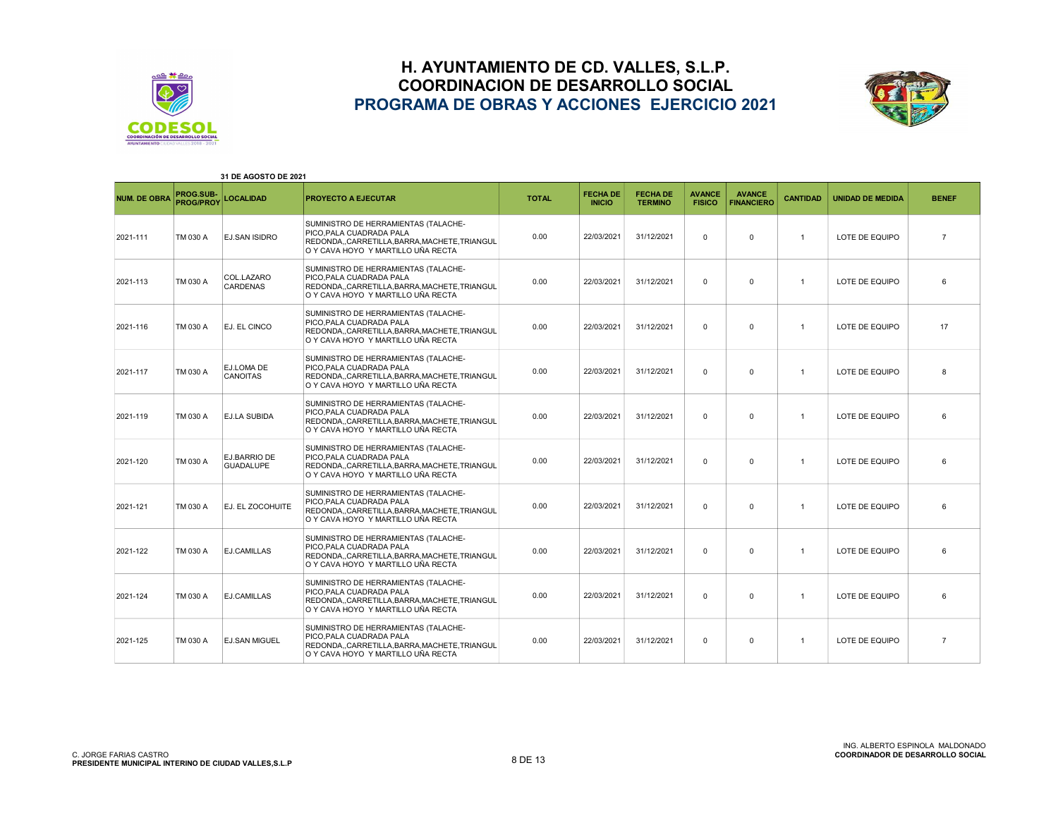# H. AYUNTAMIENTO DE CD. VALLES, S.L.P.
## COORDINACION DE DESARROLLO SOCIAL
## PROGRAMA DE OBRAS Y ACCIONES EJERCICIO 2021

**31 DE AGOSTO DE 2021**

| NUM. DE OBRA | PROG.SUB-PROG/PROY | LOCALIDAD | PROYECTO A EJECUTAR | TOTAL | FECHA DE INICIO | FECHA DE TERMINO | AVANCE FISICO | AVANCE FINANCIERO | CANTIDAD | UNIDAD DE MEDIDA | BENEF |
|---|---|---|---|---|---|---|---|---|---|---|---|
| 2021-111 | TM 030 A | EJ.SAN ISIDRO | SUMINISTRO DE HERRAMIENTAS (TALACHE-PICO,PALA CUADRADA PALA REDONDA,,CARRETILLA,BARRA,MACHETE,TRIANGULO Y CAVA HOYO Y MARTILLO UÑA RECTA | 0.00 | 22/03/2021 | 31/12/2021 | 0 | 0 | 1 | LOTE DE EQUIPO | 7 |
| 2021-113 | TM 030 A | COL.LAZARO CARDENAS | SUMINISTRO DE HERRAMIENTAS (TALACHE-PICO,PALA CUADRADA PALA REDONDA,,CARRETILLA,BARRA,MACHETE,TRIANGULO Y CAVA HOYO Y MARTILLO UÑA RECTA | 0.00 | 22/03/2021 | 31/12/2021 | 0 | 0 | 1 | LOTE DE EQUIPO | 6 |
| 2021-116 | TM 030 A | EJ. EL CINCO | SUMINISTRO DE HERRAMIENTAS (TALACHE-PICO,PALA CUADRADA PALA REDONDA,,CARRETILLA,BARRA,MACHETE,TRIANGULO Y CAVA HOYO Y MARTILLO UÑA RECTA | 0.00 | 22/03/2021 | 31/12/2021 | 0 | 0 | 1 | LOTE DE EQUIPO | 17 |
| 2021-117 | TM 030 A | EJ.LOMA DE CANOITAS | SUMINISTRO DE HERRAMIENTAS (TALACHE-PICO,PALA CUADRADA PALA REDONDA,,CARRETILLA,BARRA,MACHETE,TRIANGULO Y CAVA HOYO Y MARTILLO UÑA RECTA | 0.00 | 22/03/2021 | 31/12/2021 | 0 | 0 | 1 | LOTE DE EQUIPO | 8 |
| 2021-119 | TM 030 A | EJ.LA SUBIDA | SUMINISTRO DE HERRAMIENTAS (TALACHE-PICO,PALA CUADRADA PALA REDONDA,,CARRETILLA,BARRA,MACHETE,TRIANGULO Y CAVA HOYO Y MARTILLO UÑA RECTA | 0.00 | 22/03/2021 | 31/12/2021 | 0 | 0 | 1 | LOTE DE EQUIPO | 6 |
| 2021-120 | TM 030 A | EJ.BARRIO DE GUADALUPE | SUMINISTRO DE HERRAMIENTAS (TALACHE-PICO,PALA CUADRADA PALA REDONDA,,CARRETILLA,BARRA,MACHETE,TRIANGULO Y CAVA HOYO Y MARTILLO UÑA RECTA | 0.00 | 22/03/2021 | 31/12/2021 | 0 | 0 | 1 | LOTE DE EQUIPO | 6 |
| 2021-121 | TM 030 A | EJ. EL ZOCOHUITE | SUMINISTRO DE HERRAMIENTAS (TALACHE-PICO,PALA CUADRADA PALA REDONDA,,CARRETILLA,BARRA,MACHETE,TRIANGULO Y CAVA HOYO Y MARTILLO UÑA RECTA | 0.00 | 22/03/2021 | 31/12/2021 | 0 | 0 | 1 | LOTE DE EQUIPO | 6 |
| 2021-122 | TM 030 A | EJ.CAMILLAS | SUMINISTRO DE HERRAMIENTAS (TALACHE-PICO,PALA CUADRADA PALA REDONDA,,CARRETILLA,BARRA,MACHETE,TRIANGULO Y CAVA HOYO Y MARTILLO UÑA RECTA | 0.00 | 22/03/2021 | 31/12/2021 | 0 | 0 | 1 | LOTE DE EQUIPO | 6 |
| 2021-124 | TM 030 A | EJ.CAMILLAS | SUMINISTRO DE HERRAMIENTAS (TALACHE-PICO,PALA CUADRADA PALA REDONDA,,CARRETILLA,BARRA,MACHETE,TRIANGULO Y CAVA HOYO Y MARTILLO UÑA RECTA | 0.00 | 22/03/2021 | 31/12/2021 | 0 | 0 | 1 | LOTE DE EQUIPO | 6 |
| 2021-125 | TM 030 A | EJ.SAN MIGUEL | SUMINISTRO DE HERRAMIENTAS (TALACHE-PICO,PALA CUADRADA PALA REDONDA,,CARRETILLA,BARRA,MACHETE,TRIANGULO Y CAVA HOYO Y MARTILLO UÑA RECTA | 0.00 | 22/03/2021 | 31/12/2021 | 0 | 0 | 1 | LOTE DE EQUIPO | 7 |

C. JORGE FARIAS CASTRO
**PRESIDENTE MUNICIPAL INTERINO DE CIUDAD VALLES,S.L.P**

ING. ALBERTO ESPINOLA MALDONADO
**COORDINADOR DE DESARROLLO SOCIAL**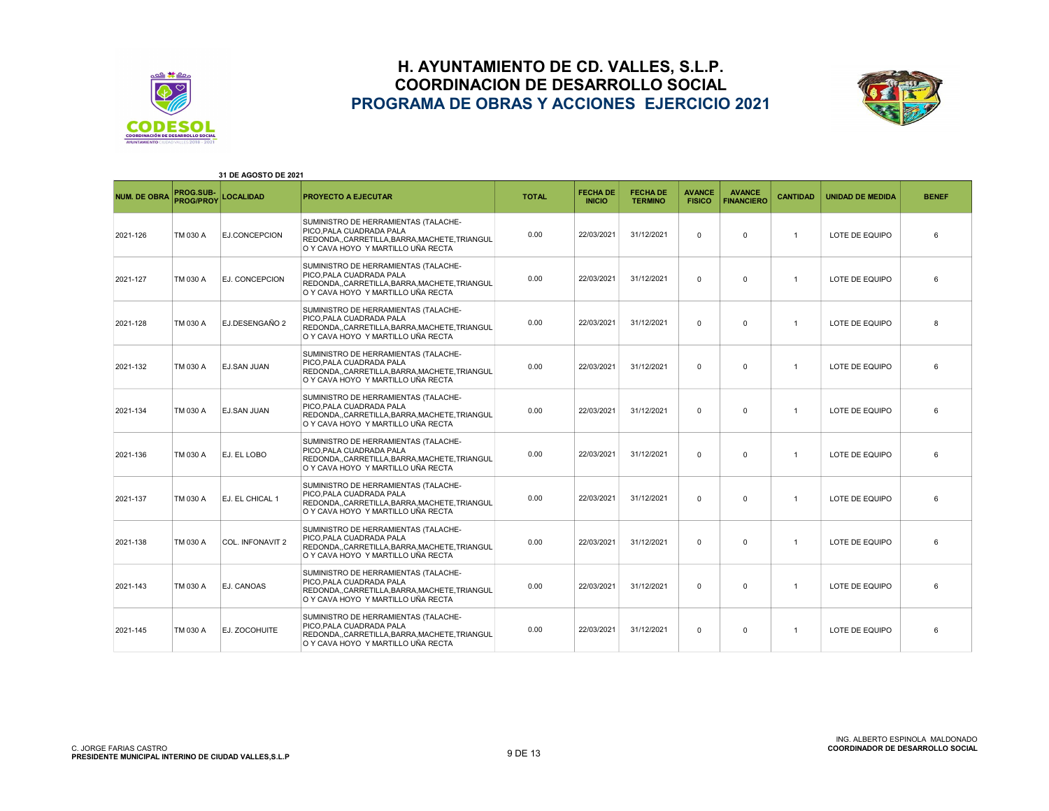# H. AYUNTAMIENTO DE CD. VALLES, S.L.P.
## COORDINACION DE DESARROLLO SOCIAL
## PROGRAMA DE OBRAS Y ACCIONES EJERCICIO 2021

**31 DE AGOSTO DE 2021**

| NUM. DE OBRA | PROG.SUB-PROG/PROY | LOCALIDAD | PROYECTO A EJECUTAR | TOTAL | FECHA DE INICIO | FECHA DE TERMINO | AVANCE FISICO | AVANCE FINANCIERO | CANTIDAD | UNIDAD DE MEDIDA | BENEF |
|---|---|---|---|---|---|---|---|---|---|---|---|
| 2021-126 | TM 030 A | EJ.CONCEPCION | SUMINISTRO DE HERRAMIENTAS (TALACHE-PICO,PALA CUADRADA PALA REDONDA,,CARRETILLA,BARRA,MACHETE,TRIANGULO Y CAVA HOYO Y MARTILLO UÑA RECTA | 0.00 | 22/03/2021 | 31/12/2021 | 0 | 0 | 1 | LOTE DE EQUIPO | 6 |
| 2021-127 | TM 030 A | EJ. CONCEPCION | SUMINISTRO DE HERRAMIENTAS (TALACHE-PICO,PALA CUADRADA PALA REDONDA,,CARRETILLA,BARRA,MACHETE,TRIANGULO Y CAVA HOYO Y MARTILLO UÑA RECTA | 0.00 | 22/03/2021 | 31/12/2021 | 0 | 0 | 1 | LOTE DE EQUIPO | 6 |
| 2021-128 | TM 030 A | EJ.DESENGAÑO 2 | SUMINISTRO DE HERRAMIENTAS (TALACHE-PICO,PALA CUADRADA PALA REDONDA,,CARRETILLA,BARRA,MACHETE,TRIANGULO Y CAVA HOYO Y MARTILLO UÑA RECTA | 0.00 | 22/03/2021 | 31/12/2021 | 0 | 0 | 1 | LOTE DE EQUIPO | 8 |
| 2021-132 | TM 030 A | EJ.SAN JUAN | SUMINISTRO DE HERRAMIENTAS (TALACHE-PICO,PALA CUADRADA PALA REDONDA,,CARRETILLA,BARRA,MACHETE,TRIANGULO Y CAVA HOYO Y MARTILLO UÑA RECTA | 0.00 | 22/03/2021 | 31/12/2021 | 0 | 0 | 1 | LOTE DE EQUIPO | 6 |
| 2021-134 | TM 030 A | EJ.SAN JUAN | SUMINISTRO DE HERRAMIENTAS (TALACHE-PICO,PALA CUADRADA PALA REDONDA,,CARRETILLA,BARRA,MACHETE,TRIANGULO Y CAVA HOYO Y MARTILLO UÑA RECTA | 0.00 | 22/03/2021 | 31/12/2021 | 0 | 0 | 1 | LOTE DE EQUIPO | 6 |
| 2021-136 | TM 030 A | EJ. EL LOBO | SUMINISTRO DE HERRAMIENTAS (TALACHE-PICO,PALA CUADRADA PALA REDONDA,,CARRETILLA,BARRA,MACHETE,TRIANGULO Y CAVA HOYO Y MARTILLO UÑA RECTA | 0.00 | 22/03/2021 | 31/12/2021 | 0 | 0 | 1 | LOTE DE EQUIPO | 6 |
| 2021-137 | TM 030 A | EJ. EL CHICAL 1 | SUMINISTRO DE HERRAMIENTAS (TALACHE-PICO,PALA CUADRADA PALA REDONDA,,CARRETILLA,BARRA,MACHETE,TRIANGULO Y CAVA HOYO Y MARTILLO UÑA RECTA | 0.00 | 22/03/2021 | 31/12/2021 | 0 | 0 | 1 | LOTE DE EQUIPO | 6 |
| 2021-138 | TM 030 A | COL. INFONAVIT 2 | SUMINISTRO DE HERRAMIENTAS (TALACHE-PICO,PALA CUADRADA PALA REDONDA,,CARRETILLA,BARRA,MACHETE,TRIANGULO Y CAVA HOYO Y MARTILLO UÑA RECTA | 0.00 | 22/03/2021 | 31/12/2021 | 0 | 0 | 1 | LOTE DE EQUIPO | 6 |
| 2021-143 | TM 030 A | EJ. CANOAS | SUMINISTRO DE HERRAMIENTAS (TALACHE-PICO,PALA CUADRADA PALA REDONDA,,CARRETILLA,BARRA,MACHETE,TRIANGULO Y CAVA HOYO Y MARTILLO UÑA RECTA | 0.00 | 22/03/2021 | 31/12/2021 | 0 | 0 | 1 | LOTE DE EQUIPO | 6 |
| 2021-145 | TM 030 A | EJ. ZOCOHUITE | SUMINISTRO DE HERRAMIENTAS (TALACHE-PICO,PALA CUADRADA PALA REDONDA,,CARRETILLA,BARRA,MACHETE,TRIANGULO Y CAVA HOYO Y MARTILLO UÑA RECTA | 0.00 | 22/03/2021 | 31/12/2021 | 0 | 0 | 1 | LOTE DE EQUIPO | 6 |

C. JORGE FARIAS CASTRO
**PRESIDENTE MUNICIPAL INTERINO DE CIUDAD VALLES,S.L.P**

ING. ALBERTO ESPINOLA MALDONADO
**COORDINADOR DE DESARROLLO SOCIAL**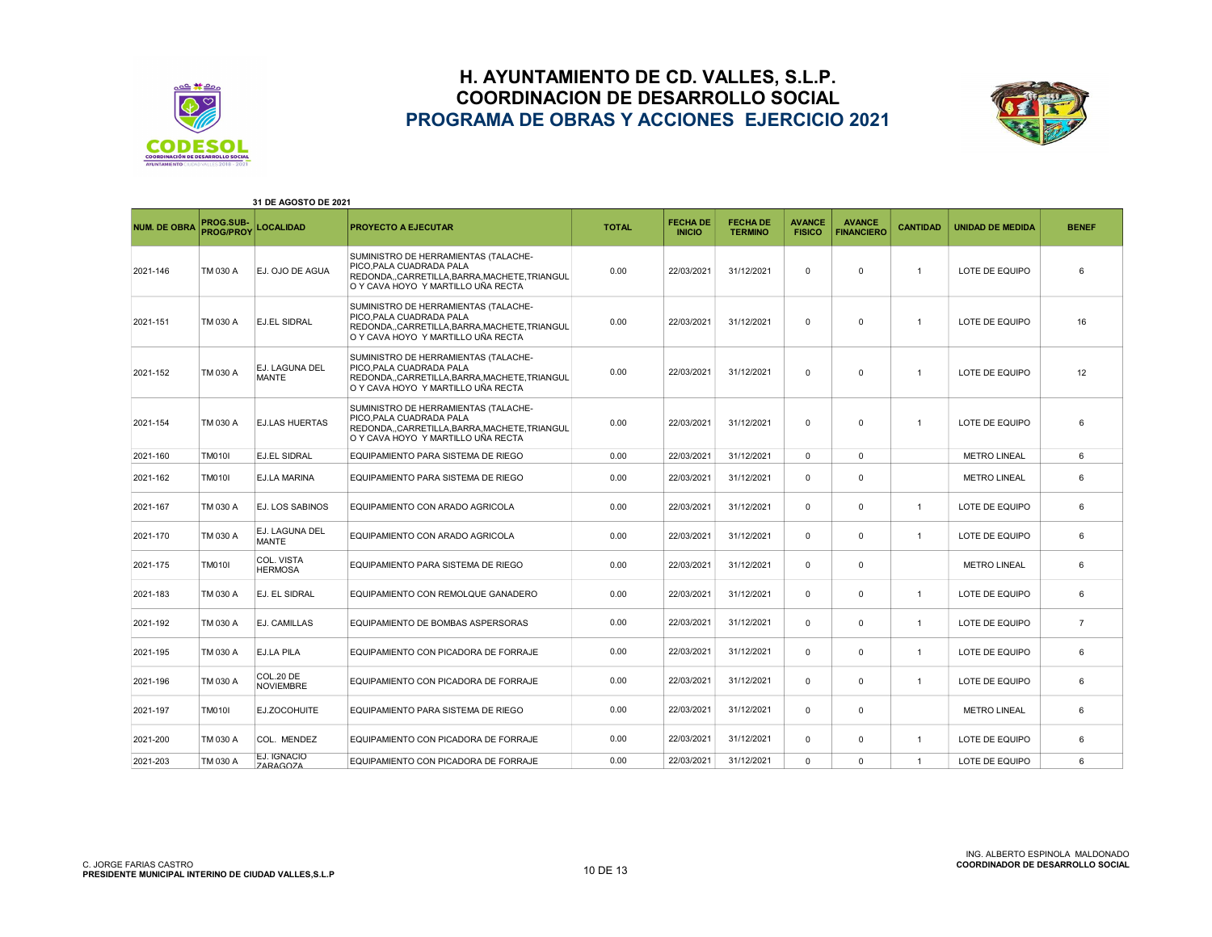# H. AYUNTAMIENTO DE CD. VALLES, S.L.P.
## COORDINACION DE DESARROLLO SOCIAL
## PROGRAMA DE OBRAS Y ACCIONES EJERCICIO 2021

**31 DE AGOSTO DE 2021**

| NUM. DE OBRA | PROG.SUB-PROG/PROY | LOCALIDAD | PROYECTO A EJECUTAR | TOTAL | FECHA DE INICIO | FECHA DE TERMINO | AVANCE FISICO | AVANCE FINANCIERO | CANTIDAD | UNIDAD DE MEDIDA | BENEF |
|---|---|---|---|---|---|---|---|---|---|---|---|
| 2021-146 | TM 030 A | EJ. OJO DE AGUA | SUMINISTRO DE HERRAMIENTAS (TALACHE-PICO,PALA CUADRADA PALA REDONDA,,CARRETILLA,BARRA,MACHETE,TRIANGULO Y CAVA HOYO Y MARTILLO UÑA RECTA | 0.00 | 22/03/2021 | 31/12/2021 | 0 | 0 | 1 | LOTE DE EQUIPO | 6 |
| 2021-151 | TM 030 A | EJ.EL SIDRAL | SUMINISTRO DE HERRAMIENTAS (TALACHE-PICO,PALA CUADRADA PALA REDONDA,,CARRETILLA,BARRA,MACHETE,TRIANGULO Y CAVA HOYO Y MARTILLO UÑA RECTA | 0.00 | 22/03/2021 | 31/12/2021 | 0 | 0 | 1 | LOTE DE EQUIPO | 16 |
| 2021-152 | TM 030 A | EJ. LAGUNA DEL MANTE | SUMINISTRO DE HERRAMIENTAS (TALACHE-PICO,PALA CUADRADA PALA REDONDA,,CARRETILLA,BARRA,MACHETE,TRIANGULO Y CAVA HOYO Y MARTILLO UÑA RECTA | 0.00 | 22/03/2021 | 31/12/2021 | 0 | 0 | 1 | LOTE DE EQUIPO | 12 |
| 2021-154 | TM 030 A | EJ.LAS HUERTAS | SUMINISTRO DE HERRAMIENTAS (TALACHE-PICO,PALA CUADRADA PALA REDONDA,,CARRETILLA,BARRA,MACHETE,TRIANGULO Y CAVA HOYO Y MARTILLO UÑA RECTA | 0.00 | 22/03/2021 | 31/12/2021 | 0 | 0 | 1 | LOTE DE EQUIPO | 6 |
| 2021-160 | TM010I | EJ.EL SIDRAL | EQUIPAMIENTO PARA SISTEMA DE RIEGO | 0.00 | 22/03/2021 | 31/12/2021 | 0 | 0 | | METRO LINEAL | 6 |
| 2021-162 | TM010I | EJ.LA MARINA | EQUIPAMIENTO PARA SISTEMA DE RIEGO | 0.00 | 22/03/2021 | 31/12/2021 | 0 | 0 | | METRO LINEAL | 6 |
| 2021-167 | TM 030 A | EJ. LOS SABINOS | EQUIPAMIENTO CON ARADO AGRICOLA | 0.00 | 22/03/2021 | 31/12/2021 | 0 | 0 | 1 | LOTE DE EQUIPO | 6 |
| 2021-170 | TM 030 A | EJ. LAGUNA DEL MANTE | EQUIPAMIENTO CON ARADO AGRICOLA | 0.00 | 22/03/2021 | 31/12/2021 | 0 | 0 | 1 | LOTE DE EQUIPO | 6 |
| 2021-175 | TM010I | COL. VISTA HERMOSA | EQUIPAMIENTO PARA SISTEMA DE RIEGO | 0.00 | 22/03/2021 | 31/12/2021 | 0 | 0 | | METRO LINEAL | 6 |
| 2021-183 | TM 030 A | EJ. EL SIDRAL | EQUIPAMIENTO CON REMOLQUE GANADERO | 0.00 | 22/03/2021 | 31/12/2021 | 0 | 0 | 1 | LOTE DE EQUIPO | 6 |
| 2021-192 | TM 030 A | EJ. CAMILLAS | EQUIPAMIENTO DE BOMBAS ASPERSORAS | 0.00 | 22/03/2021 | 31/12/2021 | 0 | 0 | 1 | LOTE DE EQUIPO | 7 |
| 2021-195 | TM 030 A | EJ.LA PILA | EQUIPAMIENTO CON PICADORA DE FORRAJE | 0.00 | 22/03/2021 | 31/12/2021 | 0 | 0 | 1 | LOTE DE EQUIPO | 6 |
| 2021-196 | TM 030 A | COL.20 DE NOVIEMBRE | EQUIPAMIENTO CON PICADORA DE FORRAJE | 0.00 | 22/03/2021 | 31/12/2021 | 0 | 0 | 1 | LOTE DE EQUIPO | 6 |
| 2021-197 | TM010I | EJ.ZOCOHUITE | EQUIPAMIENTO PARA SISTEMA DE RIEGO | 0.00 | 22/03/2021 | 31/12/2021 | 0 | 0 | | METRO LINEAL | 6 |
| 2021-200 | TM 030 A | COL. MENDEZ | EQUIPAMIENTO CON PICADORA DE FORRAJE | 0.00 | 22/03/2021 | 31/12/2021 | 0 | 0 | 1 | LOTE DE EQUIPO | 6 |
| 2021-203 | TM 030 A | EJ. IGNACIO ZARAGOZA | EQUIPAMIENTO CON PICADORA DE FORRAJE | 0.00 | 22/03/2021 | 31/12/2021 | 0 | 0 | 1 | LOTE DE EQUIPO | 6 |

C. JORGE FARIAS CASTRO
**PRESIDENTE MUNICIPAL INTERINO DE CIUDAD VALLES,S.L.P**

ING. ALBERTO ESPINOLA MALDONADO
**COORDINADOR DE DESARROLLO SOCIAL**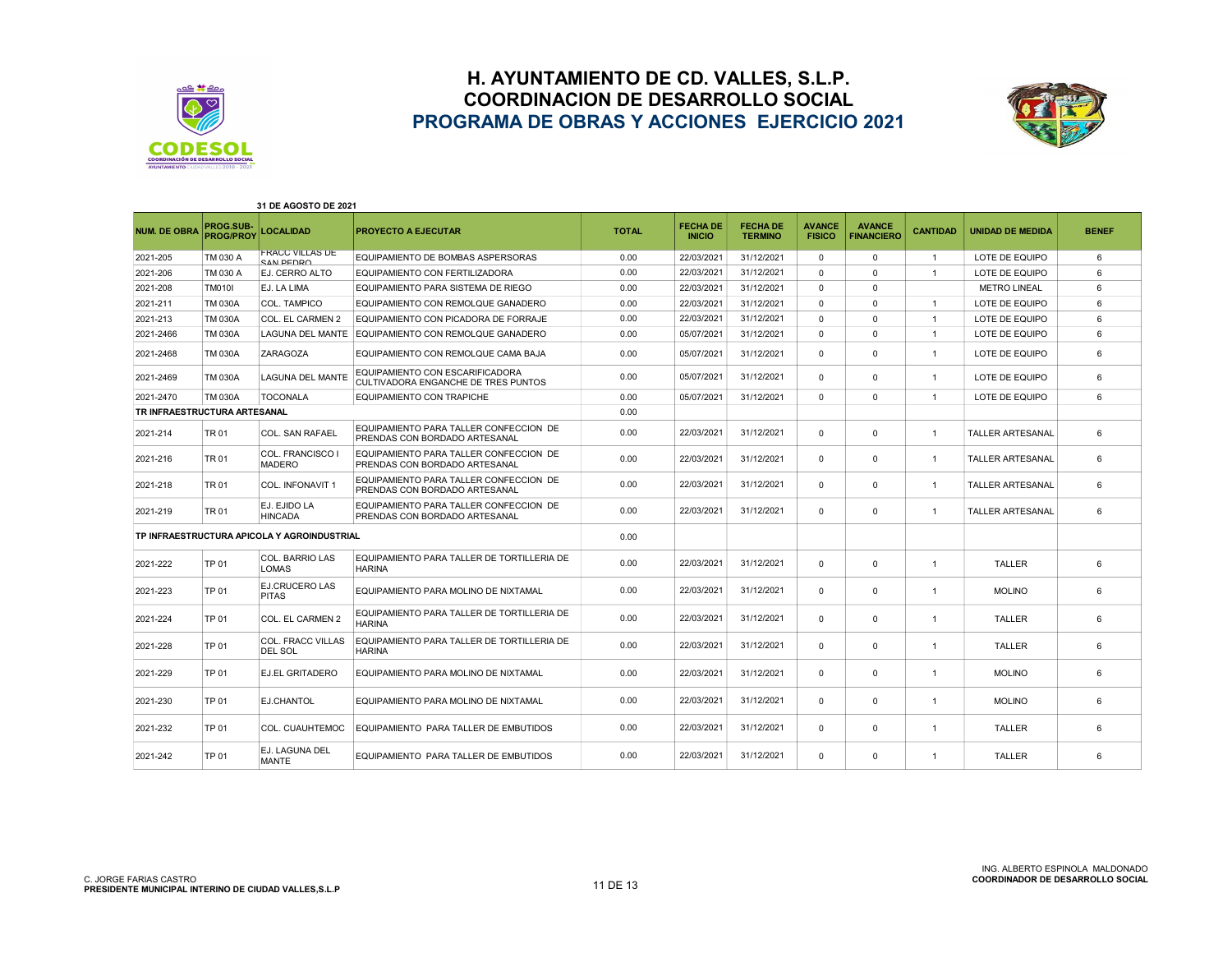# H. AYUNTAMIENTO DE CD. VALLES, S.L.P.
## COORDINACION DE DESARROLLO SOCIAL
## PROGRAMA DE OBRAS Y ACCIONES EJERCICIO 2021

**31 DE AGOSTO DE 2021**

| NUM. DE OBRA | PROG.SUB-PROG/PROY | LOCALIDAD | PROYECTO A EJECUTAR | TOTAL | FECHA DE INICIO | FECHA DE TERMINO | AVANCE FISICO | AVANCE FINANCIERO | CANTIDAD | UNIDAD DE MEDIDA | BENEF |
|---|---|---|---|---|---|---|---|---|---|---|---|
| 2021-205 | TM 030 A | FRACC VILLAS DE SAN PEDRO | EQUIPAMIENTO DE BOMBAS ASPERSORAS | 0.00 | 22/03/2021 | 31/12/2021 | 0 | 0 | 1 | LOTE DE EQUIPO | 6 |
| 2021-206 | TM 030 A | EJ. CERRO ALTO | EQUIPAMIENTO CON FERTILIZADORA | 0.00 | 22/03/2021 | 31/12/2021 | 0 | 0 | 1 | LOTE DE EQUIPO | 6 |
| 2021-208 | TM010I | EJ. LA LIMA | EQUIPAMIENTO PARA SISTEMA DE RIEGO | 0.00 | 22/03/2021 | 31/12/2021 | 0 | 0 | | METRO LINEAL | 6 |
| 2021-211 | TM 030A | COL. TAMPICO | EQUIPAMIENTO CON REMOLQUE GANADERO | 0.00 | 22/03/2021 | 31/12/2021 | 0 | 0 | 1 | LOTE DE EQUIPO | 6 |
| 2021-213 | TM 030A | COL. EL CARMEN 2 | EQUIPAMIENTO CON PICADORA DE FORRAJE | 0.00 | 22/03/2021 | 31/12/2021 | 0 | 0 | 1 | LOTE DE EQUIPO | 6 |
| 2021-2466 | TM 030A | LAGUNA DEL MANTE | EQUIPAMIENTO CON REMOLQUE GANADERO | 0.00 | 05/07/2021 | 31/12/2021 | 0 | 0 | 1 | LOTE DE EQUIPO | 6 |
| 2021-2468 | TM 030A | ZARAGOZA | EQUIPAMIENTO CON REMOLQUE CAMA BAJA | 0.00 | 05/07/2021 | 31/12/2021 | 0 | 0 | 1 | LOTE DE EQUIPO | 6 |
| 2021-2469 | TM 030A | LAGUNA DEL MANTE | EQUIPAMIENTO CON ESCARIFICADORA CULTIVADORA ENGANCHE DE TRES PUNTOS | 0.00 | 05/07/2021 | 31/12/2021 | 0 | 0 | 1 | LOTE DE EQUIPO | 6 |
| 2021-2470 | TM 030A | TOCONALA | EQUIPAMIENTO CON TRAPICHE | 0.00 | 05/07/2021 | 31/12/2021 | 0 | 0 | 1 | LOTE DE EQUIPO | 6 |
| **TR INFRAESTRUCTURA ARTESANAL** | | | | 0.00 | | | | | | | |
| 2021-214 | TR 01 | COL. SAN RAFAEL | EQUIPAMIENTO PARA TALLER CONFECCION DE PRENDAS CON BORDADO ARTESANAL | 0.00 | 22/03/2021 | 31/12/2021 | 0 | 0 | 1 | TALLER ARTESANAL | 6 |
| 2021-216 | TR 01 | COL. FRANCISCO I MADERO | EQUIPAMIENTO PARA TALLER CONFECCION DE PRENDAS CON BORDADO ARTESANAL | 0.00 | 22/03/2021 | 31/12/2021 | 0 | 0 | 1 | TALLER ARTESANAL | 6 |
| 2021-218 | TR 01 | COL. INFONAVIT 1 | EQUIPAMIENTO PARA TALLER CONFECCION DE PRENDAS CON BORDADO ARTESANAL | 0.00 | 22/03/2021 | 31/12/2021 | 0 | 0 | 1 | TALLER ARTESANAL | 6 |
| 2021-219 | TR 01 | EJ. EJIDO LA HINCADA | EQUIPAMIENTO PARA TALLER CONFECCION DE PRENDAS CON BORDADO ARTESANAL | 0.00 | 22/03/2021 | 31/12/2021 | 0 | 0 | 1 | TALLER ARTESANAL | 6 |
| **TP INFRAESTRUCTURA APICOLA Y AGROINDUSTRIAL** | | | | 0.00 | | | | | | | |
| 2021-222 | TP 01 | COL. BARRIO LAS LOMAS | EQUIPAMIENTO PARA TALLER DE TORTILLERIA DE HARINA | 0.00 | 22/03/2021 | 31/12/2021 | 0 | 0 | 1 | TALLER | 6 |
| 2021-223 | TP 01 | EJ.CRUCERO LAS PITAS | EQUIPAMIENTO PARA MOLINO DE NIXTAMAL | 0.00 | 22/03/2021 | 31/12/2021 | 0 | 0 | 1 | MOLINO | 6 |
| 2021-224 | TP 01 | COL. EL CARMEN 2 | EQUIPAMIENTO PARA TALLER DE TORTILLERIA DE HARINA | 0.00 | 22/03/2021 | 31/12/2021 | 0 | 0 | 1 | TALLER | 6 |
| 2021-228 | TP 01 | COL. FRACC VILLAS DEL SOL | EQUIPAMIENTO PARA TALLER DE TORTILLERIA DE HARINA | 0.00 | 22/03/2021 | 31/12/2021 | 0 | 0 | 1 | TALLER | 6 |
| 2021-229 | TP 01 | EJ.EL GRITADERO | EQUIPAMIENTO PARA MOLINO DE NIXTAMAL | 0.00 | 22/03/2021 | 31/12/2021 | 0 | 0 | 1 | MOLINO | 6 |
| 2021-230 | TP 01 | EJ.CHANTOL | EQUIPAMIENTO PARA MOLINO DE NIXTAMAL | 0.00 | 22/03/2021 | 31/12/2021 | 0 | 0 | 1 | MOLINO | 6 |
| 2021-232 | TP 01 | COL. CUAUHTEMOC | EQUIPAMIENTO PARA TALLER DE EMBUTIDOS | 0.00 | 22/03/2021 | 31/12/2021 | 0 | 0 | 1 | TALLER | 6 |
| 2021-242 | TP 01 | EJ. LAGUNA DEL MANTE | EQUIPAMIENTO PARA TALLER DE EMBUTIDOS | 0.00 | 22/03/2021 | 31/12/2021 | 0 | 0 | 1 | TALLER | 6 |

C. JORGE FARIAS CASTRO
**PRESIDENTE MUNICIPAL INTERINO DE CIUDAD VALLES,S.L.P**

ING. ALBERTO ESPINOLA MALDONADO
**COORDINADOR DE DESARROLLO SOCIAL**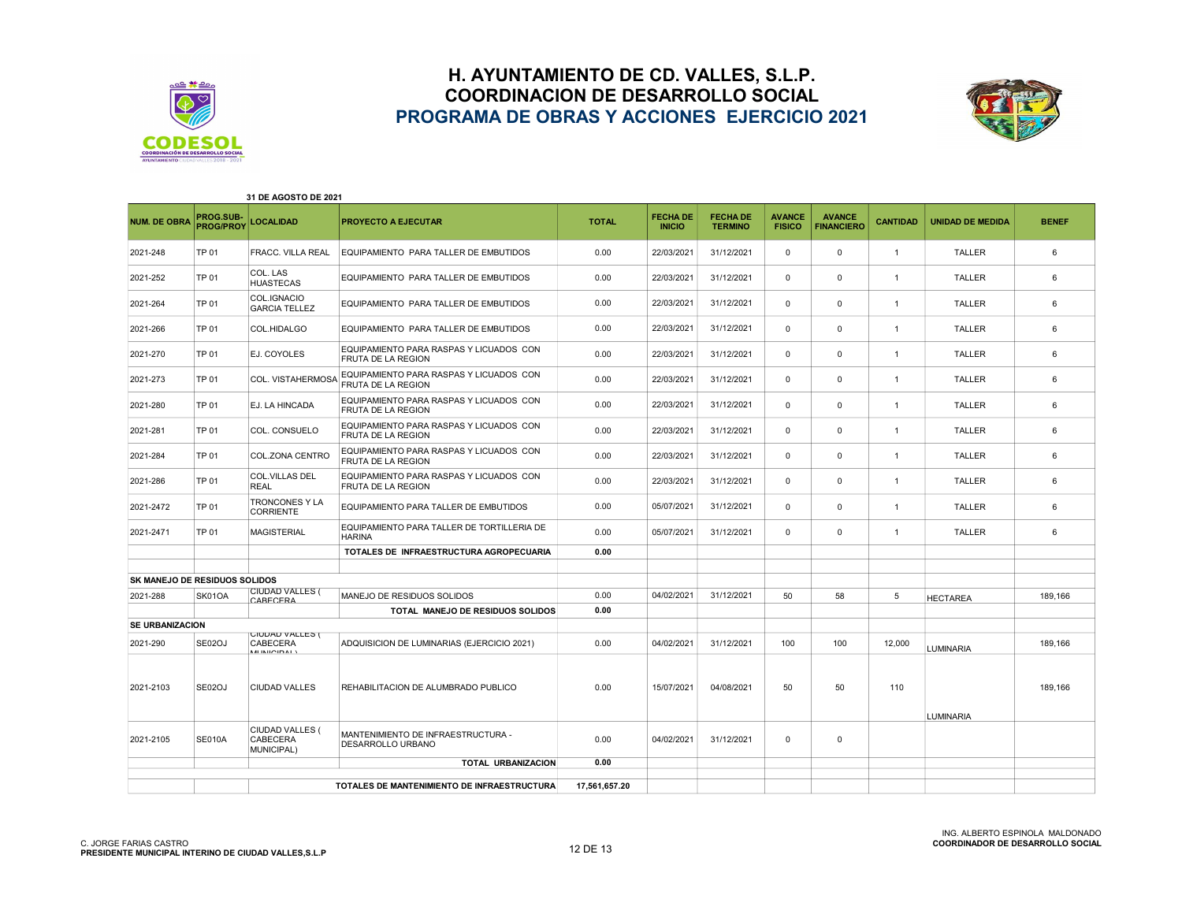# H. AYUNTAMIENTO DE CD. VALLES, S.L.P.
## COORDINACION DE DESARROLLO SOCIAL
## PROGRAMA DE OBRAS Y ACCIONES EJERCICIO 2021

**31 DE AGOSTO DE 2021**

| NUM. DE OBRA | PROG.SUB-PROG/PROY | LOCALIDAD | PROYECTO A EJECUTAR | TOTAL | FECHA DE INICIO | FECHA DE TERMINO | AVANCE FISICO | AVANCE FINANCIERO | CANTIDAD | UNIDAD DE MEDIDA | BENEF |
|---|---|---|---|---|---|---|---|---|---|---|---|
| 2021-248 | TP 01 | FRACC. VILLA REAL | EQUIPAMIENTO PARA TALLER DE EMBUTIDOS | 0.00 | 22/03/2021 | 31/12/2021 | 0 | 0 | 1 | TALLER | 6 |
| 2021-252 | TP 01 | COL. LAS HUASTECAS | EQUIPAMIENTO PARA TALLER DE EMBUTIDOS | 0.00 | 22/03/2021 | 31/12/2021 | 0 | 0 | 1 | TALLER | 6 |
| 2021-264 | TP 01 | COL.IGNACIO GARCIA TELLEZ | EQUIPAMIENTO PARA TALLER DE EMBUTIDOS | 0.00 | 22/03/2021 | 31/12/2021 | 0 | 0 | 1 | TALLER | 6 |
| 2021-266 | TP 01 | COL.HIDALGO | EQUIPAMIENTO PARA TALLER DE EMBUTIDOS | 0.00 | 22/03/2021 | 31/12/2021 | 0 | 0 | 1 | TALLER | 6 |
| 2021-270 | TP 01 | EJ. COYOLES | EQUIPAMIENTO PARA RASPAS Y LICUADOS CON FRUTA DE LA REGION | 0.00 | 22/03/2021 | 31/12/2021 | 0 | 0 | 1 | TALLER | 6 |
| 2021-273 | TP 01 | COL. VISTAHERMOSA | EQUIPAMIENTO PARA RASPAS Y LICUADOS CON FRUTA DE LA REGION | 0.00 | 22/03/2021 | 31/12/2021 | 0 | 0 | 1 | TALLER | 6 |
| 2021-280 | TP 01 | EJ. LA HINCADA | EQUIPAMIENTO PARA RASPAS Y LICUADOS CON FRUTA DE LA REGION | 0.00 | 22/03/2021 | 31/12/2021 | 0 | 0 | 1 | TALLER | 6 |
| 2021-281 | TP 01 | COL. CONSUELO | EQUIPAMIENTO PARA RASPAS Y LICUADOS CON FRUTA DE LA REGION | 0.00 | 22/03/2021 | 31/12/2021 | 0 | 0 | 1 | TALLER | 6 |
| 2021-284 | TP 01 | COL.ZONA CENTRO | EQUIPAMIENTO PARA RASPAS Y LICUADOS CON FRUTA DE LA REGION | 0.00 | 22/03/2021 | 31/12/2021 | 0 | 0 | 1 | TALLER | 6 |
| 2021-286 | TP 01 | COL.VILLAS DEL REAL | EQUIPAMIENTO PARA RASPAS Y LICUADOS CON FRUTA DE LA REGION | 0.00 | 22/03/2021 | 31/12/2021 | 0 | 0 | 1 | TALLER | 6 |
| 2021-2472 | TP 01 | TRONCONES Y LA CORRIENTE | EQUIPAMIENTO PARA TALLER DE EMBUTIDOS | 0.00 | 05/07/2021 | 31/12/2021 | 0 | 0 | 1 | TALLER | 6 |
| 2021-2471 | TP 01 | MAGISTERIAL | EQUIPAMIENTO PARA TALLER DE TORTILLERIA DE HARINA | 0.00 | 05/07/2021 | 31/12/2021 | 0 | 0 | 1 | TALLER | 6 |
| | | | **TOTALES DE INFRAESTRUCTURA AGROPECUARIA** | **0.00** | | | | | | | |
| | | | | | | | | | | | |
| **SK MANEJO DE RESIDUOS SOLIDOS** | | | | | | | | | | | |
| 2021-288 | SK01OA | CIUDAD VALLES ( CABECERA | MANEJO DE RESIDUOS SOLIDOS | 0.00 | 04/02/2021 | 31/12/2021 | 50 | 58 | 5 | HECTAREA | 189,166 |
| | | | **TOTAL MANEJO DE RESIDUOS SOLIDOS** | **0.00** | | | | | | | |
| **SE URBANIZACION** | | | | | | | | | | | |
| 2021-290 | SE02OJ | CIUDAD VALLES ( CABECERA MUNICIPAL) | ADQUISICION DE LUMINARIAS (EJERCICIO 2021) | 0.00 | 04/02/2021 | 31/12/2021 | 100 | 100 | 12,000 | LUMINARIA | 189,166 |
| 2021-2103 | SE02OJ | CIUDAD VALLES | REHABILITACION DE ALUMBRADO PUBLICO | 0.00 | 15/07/2021 | 04/08/2021 | 50 | 50 | 110 | LUMINARIA | 189,166 |
| 2021-2105 | SE010A | CIUDAD VALLES ( CABECERA MUNICIPAL) | MANTENIMIENTO DE INFRAESTRUCTURA - DESARROLLO URBANO | 0.00 | 04/02/2021 | 31/12/2021 | 0 | 0 | | | |
| | | | **TOTAL URBANIZACION** | **0.00** | | | | | | | |
| | | | | | | | | | | | |
| | | | **TOTALES DE MANTENIMIENTO DE INFRAESTRUCTURA** | **17,561,657.20** | | | | | | | |

C. JORGE FARIAS CASTRO
**PRESIDENTE MUNICIPAL INTERINO DE CIUDAD VALLES,S.L.P**

ING. ALBERTO ESPINOLA MALDONADO
**COORDINADOR DE DESARROLLO SOCIAL**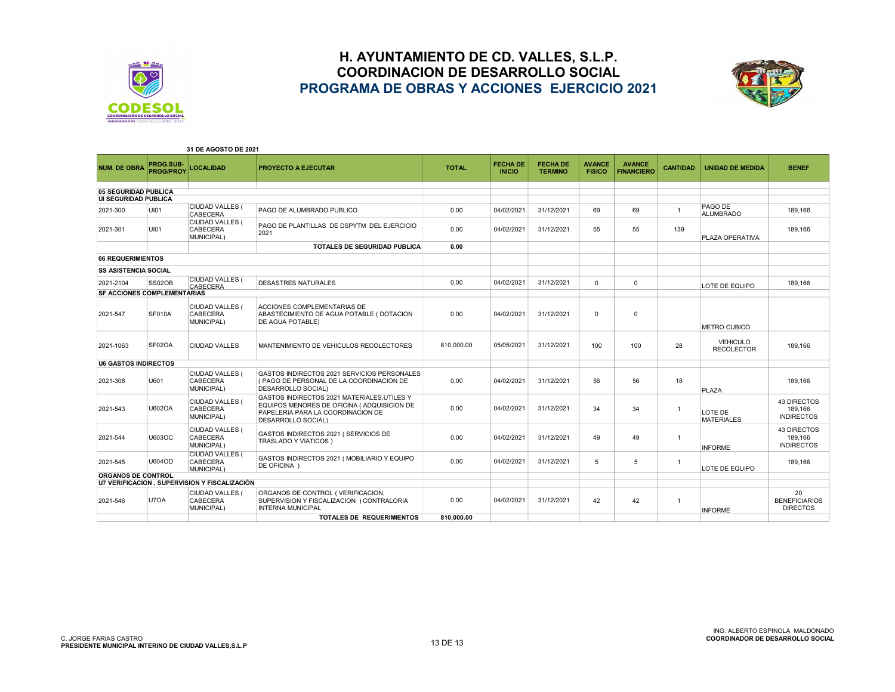# H. AYUNTAMIENTO DE CD. VALLES, S.L.P.
## COORDINACION DE DESARROLLO SOCIAL
## PROGRAMA DE OBRAS Y ACCIONES EJERCICIO 2021

**31 DE AGOSTO DE 2021**

| NUM. DE OBRA | PROG.SUB-PROG/PROY | LOCALIDAD | PROYECTO A EJECUTAR | TOTAL | FECHA DE INICIO | FECHA DE TERMINO | AVANCE FISICO | AVANCE FINANCIERO | CANTIDAD | UNIDAD DE MEDIDA | BENEF |
|---|---|---|---|---|---|---|---|---|---|---|---|
| **05 SEGURIDAD PUBLICA** | | | | | | | | | | | |
| **UI SEGURIDAD PUBLICA** | | | | | | | | | | | |
| 2021-300 | UI01 | CIUDAD VALLES ( CABECERA | PAGO DE ALUMBRADO PUBLICO | 0.00 | 04/02/2021 | 31/12/2021 | 69 | 69 | 1 | PAGO DE ALUMBRADO | 189,166 |
| 2021-301 | UI01 | CIUDAD VALLES ( CABECERA MUNICIPAL) | PAGO DE PLANTILLAS DE DSPYTM DEL EJERCICIO 2021 | 0.00 | 04/02/2021 | 31/12/2021 | 55 | 55 | 139 | PLAZA OPERATIVA | 189,166 |
| | | | **TOTALES DE SEGURIDAD PUBLICA** | **0.00** | | | | | | | |
| **06 REQUERIMIENTOS** | | | | | | | | | | | |
| **SS ASISTENCIA SOCIAL** | | | | | | | | | | | |
| 2021-2104 | SS02OB | CIUDAD VALLES ( CABECERA | DESASTRES NATURALES | 0.00 | 04/02/2021 | 31/12/2021 | 0 | 0 | | LOTE DE EQUIPO | 189,166 |
| **SF ACCIONES COMPLEMENTARIAS** | | | | | | | | | | | |
| 2021-547 | SF010A | CIUDAD VALLES ( CABECERA MUNICIPAL) | ACCIONES COMPLEMENTARIAS DE ABASTECIMIENTO DE AGUA POTABLE ( DOTACION DE AGUA POTABLE) | 0.00 | 04/02/2021 | 31/12/2021 | 0 | 0 | | METRO CUBICO | |
| 2021-1063 | SF02OA | CIUDAD VALLES | MANTENIMIENTO DE VEHICULOS RECOLECTORES | 810,000.00 | 05/05/2021 | 31/12/2021 | 100 | 100 | 28 | VEHICULO RECOLECTOR | 189,166 |
| **U6 GASTOS INDIRECTOS** | | | | | | | | | | | |
| 2021-308 | U601 | CIUDAD VALLES ( CABECERA MUNICIPAL) | GASTOS INDIRECTOS 2021 SERVICIOS PERSONALES ( PAGO DE PERSONAL DE LA COORDINACION DE DESARROLLO SOCIAL) | 0.00 | 04/02/2021 | 31/12/2021 | 56 | 56 | 18 | PLAZA | 189,166 |
| 2021-543 | U602OA | CIUDAD VALLES ( CABECERA MUNICIPAL) | GASTOS INDIRECTOS 2021 MATERIALES,UTILES Y EQUIPOS MENORES DE OFICINA ( ADQUISICION DE PAPELERIA PARA LA COORDINACION DE DESARROLLO SOCIAL) | 0.00 | 04/02/2021 | 31/12/2021 | 34 | 34 | 1 | LOTE DE MATERIALES | 43 DIRECTOS 189,166 INDIRECTOS |
| 2021-544 | U603OC | CIUDAD VALLES ( CABECERA MUNICIPAL) | GASTOS INDIRECTOS 2021 ( SERVICIOS DE TRASLADO Y VIATICOS ) | 0.00 | 04/02/2021 | 31/12/2021 | 49 | 49 | 1 | INFORME | 43 DIRECTOS 189,166 INDIRECTOS |
| 2021-545 | U604OD | CIUDAD VALLES ( CABECERA MUNICIPAL) | GASTOS INDIRECTOS 2021 ( MOBILIARIO Y EQUIPO DE OFICINA ) | 0.00 | 04/02/2021 | 31/12/2021 | 5 | 5 | 1 | LOTE DE EQUIPO | 189,166 |
| **ORGANOS DE CONTROL** | | | | | | | | | | | |
| **U7 VERIFICACION , SUPERVISION Y FISCALIZACIÓN** | | | | | | | | | | | |
| 2021-546 | U7OA | CIUDAD VALLES ( CABECERA MUNICIPAL) | ORGANOS DE CONTROL ( VERIFICACION, SUPERVISION Y FISCALIZACION ) CONTRALORIA INTERNA MUNICIPAL | 0.00 | 04/02/2021 | 31/12/2021 | 42 | 42 | 1 | INFORME | 20 BENEFICIARIOS DIRECTOS |
| | | | **TOTALES DE REQUERIMIENTOS** | **810,000.00** | | | | | | | |

C. JORGE FARIAS CASTRO
**PRESIDENTE MUNICIPAL INTERINO DE CIUDAD VALLES,S.L.P**

ING. ALBERTO ESPINOLA MALDONADO
**COORDINADOR DE DESARROLLO SOCIAL**